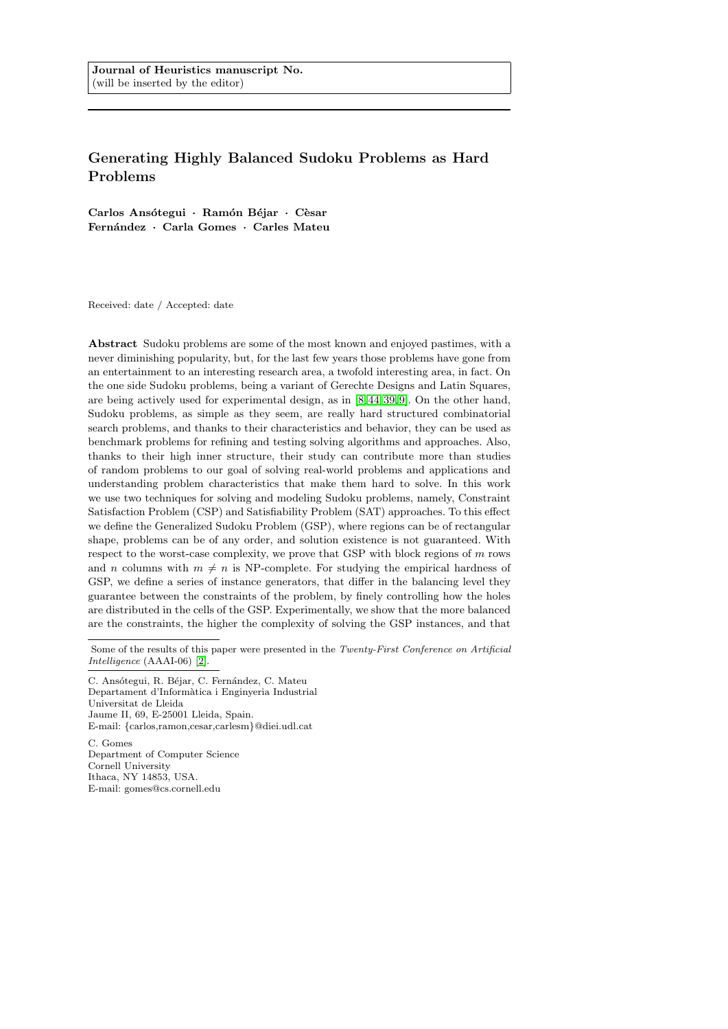**Journal of Heuristics manuscript No.**
(will be inserted by the editor)

# Generating Highly Balanced Sudoku Problems as Hard Problems

**Carlos Ansótegui · Ramón Béjar · Cèsar Fernández · Carla Gomes · Carles Mateu**

Received: date / Accepted: date

**Abstract** Sudoku problems are some of the most known and enjoyed pastimes, with a never diminishing popularity, but, for the last few years those problems have gone from an entertainment to an interesting research area, a twofold interesting area, in fact. On the one side Sudoku problems, being a variant of Gerechte Designs and Latin Squares, are being actively used for experimental design, as in [8,44,39,9]. On the other hand, Sudoku problems, as simple as they seem, are really hard structured combinatorial search problems, and thanks to their characteristics and behavior, they can be used as benchmark problems for refining and testing solving algorithms and approaches. Also, thanks to their high inner structure, their study can contribute more than studies of random problems to our goal of solving real-world problems and applications and understanding problem characteristics that make them hard to solve. In this work we use two techniques for solving and modeling Sudoku problems, namely, Constraint Satisfaction Problem (CSP) and Satisfiability Problem (SAT) approaches. To this effect we define the Generalized Sudoku Problem (GSP), where regions can be of rectangular shape, problems can be of any order, and solution existence is not guaranteed. With respect to the worst-case complexity, we prove that GSP with block regions of $m$ rows and $n$ columns with $m \neq n$ is NP-complete. For studying the empirical hardness of GSP, we define a series of instance generators, that differ in the balancing level they guarantee between the constraints of the problem, by finely controlling how the holes are distributed in the cells of the GSP. Experimentally, we show that the more balanced are the constraints, the higher the complexity of solving the GSP instances, and that

Some of the results of this paper were presented in the *Twenty-First Conference on Artificial Intelligence* (AAAI-06) [2].

C. Ansótegui, R. Béjar, C. Fernández, C. Mateu
Departament d'Informàtica i Enginyeria Industrial
Universitat de Lleida
Jaume II, 69, E-25001 Lleida, Spain.
E-mail: {carlos,ramon,cesar,carlesm}@diei.udl.cat

C. Gomes
Department of Computer Science
Cornell University
Ithaca, NY 14853, USA.
E-mail: gomes@cs.cornell.edu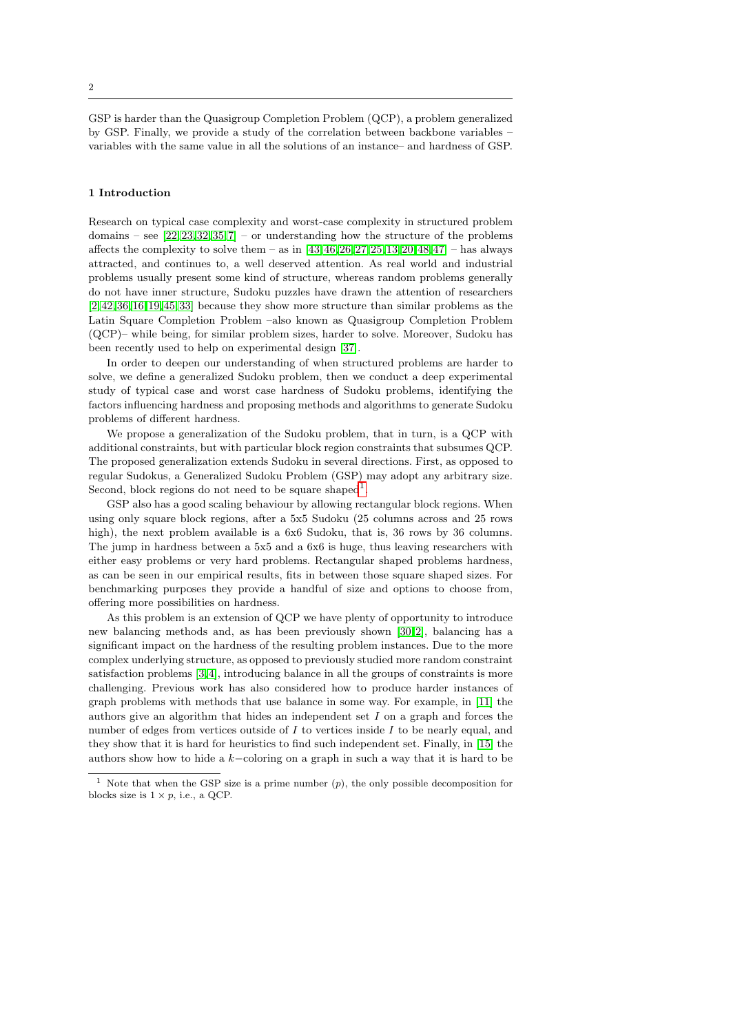GSP is harder than the Quasigroup Completion Problem (QCP), a problem generalized by GSP. Finally, we provide a study of the correlation between backbone variables – variables with the same value in all the solutions of an instance– and hardness of GSP.

## 1 Introduction

Research on typical case complexity and worst-case complexity in structured problem domains – see [22,23,32,35,7] – or understanding how the structure of the problems affects the complexity to solve them – as in [43,46,26,27,25,13,20,48,47] – has always attracted, and continues to, a well deserved attention. As real world and industrial problems usually present some kind of structure, whereas random problems generally do not have inner structure, Sudoku puzzles have drawn the attention of researchers [2,42,36,16,19,45,33] because they show more structure than similar problems as the Latin Square Completion Problem –also known as Quasigroup Completion Problem (QCP)– while being, for similar problem sizes, harder to solve. Moreover, Sudoku has been recently used to help on experimental design [37].

In order to deepen our understanding of when structured problems are harder to solve, we define a generalized Sudoku problem, then we conduct a deep experimental study of typical case and worst case hardness of Sudoku problems, identifying the factors influencing hardness and proposing methods and algorithms to generate Sudoku problems of different hardness.

We propose a generalization of the Sudoku problem, that in turn, is a QCP with additional constraints, but with particular block region constraints that subsumes QCP. The proposed generalization extends Sudoku in several directions. First, as opposed to regular Sudokus, a Generalized Sudoku Problem (GSP) may adopt any arbitrary size. Second, block regions do not need to be square shaped[1].

GSP also has a good scaling behaviour by allowing rectangular block regions. When using only square block regions, after a 5x5 Sudoku (25 columns across and 25 rows high), the next problem available is a 6x6 Sudoku, that is, 36 rows by 36 columns. The jump in hardness between a 5x5 and a 6x6 is huge, thus leaving researchers with either easy problems or very hard problems. Rectangular shaped problems hardness, as can be seen in our empirical results, fits in between those square shaped sizes. For benchmarking purposes they provide a handful of size and options to choose from, offering more possibilities on hardness.

As this problem is an extension of QCP we have plenty of opportunity to introduce new balancing methods and, as has been previously shown [30,2], balancing has a significant impact on the hardness of the resulting problem instances. Due to the more complex underlying structure, as opposed to previously studied more random constraint satisfaction problems [3,4], introducing balance in all the groups of constraints is more challenging. Previous work has also considered how to produce harder instances of graph problems with methods that use balance in some way. For example, in [11] the authors give an algorithm that hides an independent set $I$ on a graph and forces the number of edges from vertices outside of $I$ to vertices inside $I$ to be nearly equal, and they show that it is hard for heuristics to find such independent set. Finally, in [15] the authors show how to hide a $k-$coloring on a graph in such a way that it is hard to be

[1] Note that when the GSP size is a prime number ($p$), the only possible decomposition for blocks size is $1 \times p$, i.e., a QCP.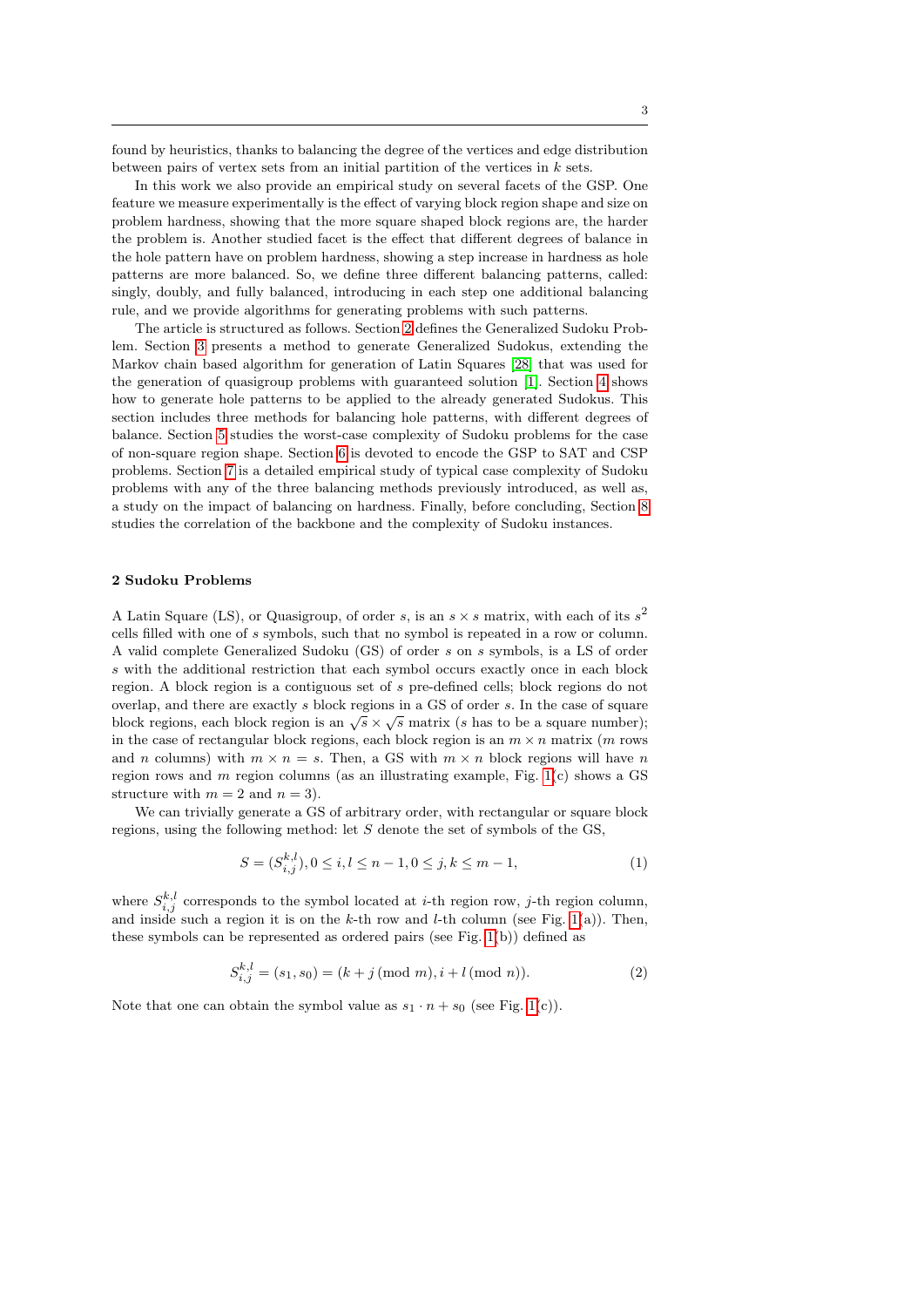found by heuristics, thanks to balancing the degree of the vertices and edge distribution between pairs of vertex sets from an initial partition of the vertices in $k$ sets.

In this work we also provide an empirical study on several facets of the GSP. One feature we measure experimentally is the effect of varying block region shape and size on problem hardness, showing that the more square shaped block regions are, the harder the problem is. Another studied facet is the effect that different degrees of balance in the hole pattern have on problem hardness, showing a step increase in hardness as hole patterns are more balanced. So, we define three different balancing patterns, called: singly, doubly, and fully balanced, introducing in each step one additional balancing rule, and we provide algorithms for generating problems with such patterns.

The article is structured as follows. Section 2 defines the Generalized Sudoku Problem. Section 3 presents a method to generate Generalized Sudokus, extending the Markov chain based algorithm for generation of Latin Squares [28] that was used for the generation of quasigroup problems with guaranteed solution [1]. Section 4 shows how to generate hole patterns to be applied to the already generated Sudokus. This section includes three methods for balancing hole patterns, with different degrees of balance. Section 5 studies the worst-case complexity of Sudoku problems for the case of non-square region shape. Section 6 is devoted to encode the GSP to SAT and CSP problems. Section 7 is a detailed empirical study of typical case complexity of Sudoku problems with any of the three balancing methods previously introduced, as well as, a study on the impact of balancing on hardness. Finally, before concluding, Section 8 studies the correlation of the backbone and the complexity of Sudoku instances.

## 2 Sudoku Problems

A Latin Square (LS), or Quasigroup, of order $s$, is an $s \times s$ matrix, with each of its $s^2$ cells filled with one of $s$ symbols, such that no symbol is repeated in a row or column. A valid complete Generalized Sudoku (GS) of order $s$ on $s$ symbols, is a LS of order $s$ with the additional restriction that each symbol occurs exactly once in each block region. A block region is a contiguous set of $s$ pre-defined cells; block regions do not overlap, and there are exactly $s$ block regions in a GS of order $s$. In the case of square block regions, each block region is an $\sqrt{s} \times \sqrt{s}$ matrix ($s$ has to be a square number); in the case of rectangular block regions, each block region is an $m \times n$ matrix ($m$ rows and $n$ columns) with $m \times n = s$. Then, a GS with $m \times n$ block regions will have $n$ region rows and $m$ region columns (as an illustrating example, Fig. 1(c) shows a GS structure with $m = 2$ and $n = 3$).

We can trivially generate a GS of arbitrary order, with rectangular or square block regions, using the following method: let $S$ denote the set of symbols of the GS,

$$S = (S_{i,j}^{k,l}), 0 \leq i, l \leq n-1, 0 \leq j, k \leq m-1, \tag{1}$$

where $S_{i,j}^{k,l}$ corresponds to the symbol located at $i$-th region row, $j$-th region column, and inside such a region it is on the $k$-th row and $l$-th column (see Fig. 1(a)). Then, these symbols can be represented as ordered pairs (see Fig. 1(b)) defined as

$$S_{i,j}^{k,l} = (s_1, s_0) = (k + j \,(\mathrm{mod}\ m), i + l \,(\mathrm{mod}\ n)). \tag{2}$$

Note that one can obtain the symbol value as $s_1 \cdot n + s_0$ (see Fig. 1(c)).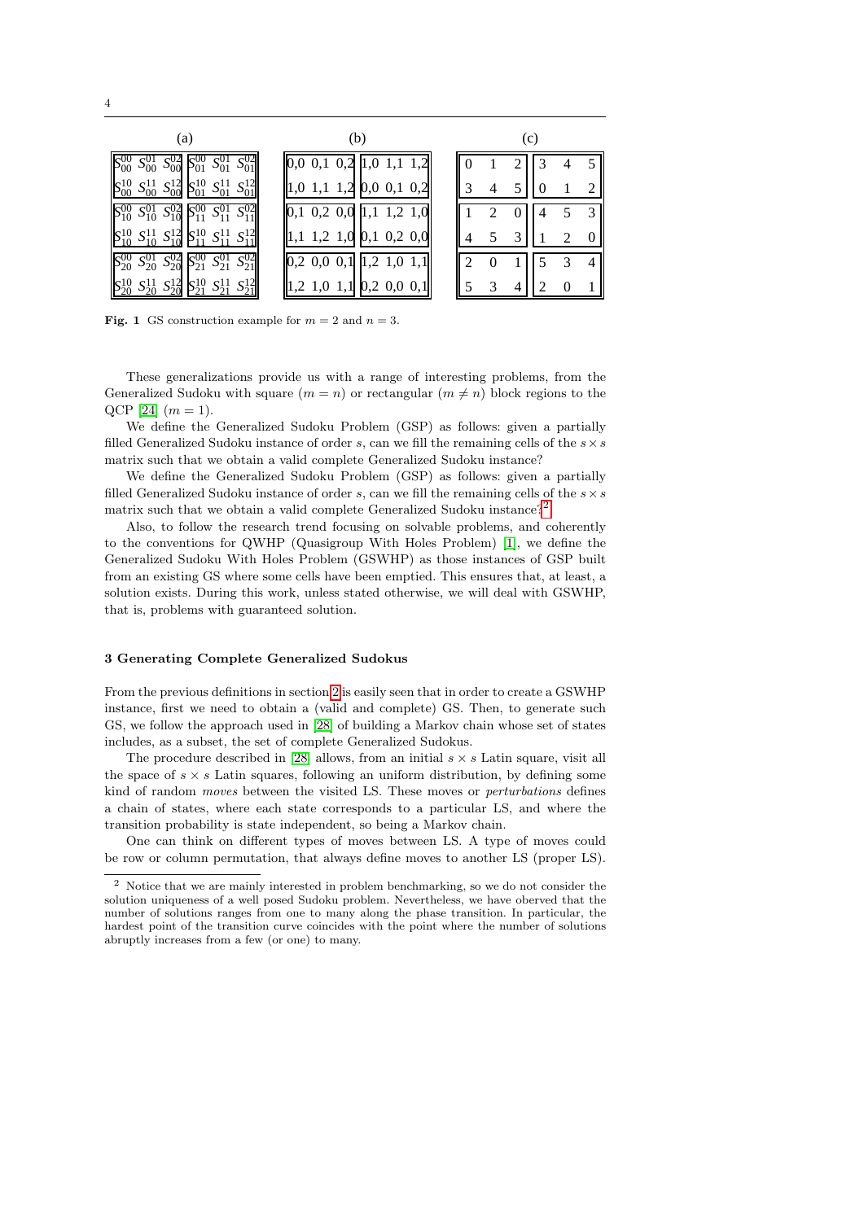(a)

| | | | | | |
|---|---|---|---|---|---|
| $S_{00}^{00}$ | $S_{00}^{01}$ | $S_{00}^{02}$ | $S_{01}^{00}$ | $S_{01}^{01}$ | $S_{01}^{02}$ |
| $S_{00}^{10}$ | $S_{00}^{11}$ | $S_{00}^{12}$ | $S_{01}^{10}$ | $S_{01}^{11}$ | $S_{01}^{12}$ |
| $S_{10}^{00}$ | $S_{10}^{01}$ | $S_{10}^{02}$ | $S_{11}^{00}$ | $S_{11}^{01}$ | $S_{11}^{02}$ |
| $S_{10}^{10}$ | $S_{10}^{11}$ | $S_{10}^{12}$ | $S_{11}^{10}$ | $S_{11}^{11}$ | $S_{11}^{12}$ |
| $S_{20}^{00}$ | $S_{20}^{01}$ | $S_{20}^{02}$ | $S_{21}^{00}$ | $S_{21}^{01}$ | $S_{21}^{02}$ |
| $S_{20}^{10}$ | $S_{20}^{11}$ | $S_{20}^{12}$ | $S_{21}^{10}$ | $S_{21}^{11}$ | $S_{21}^{12}$ |

(b)

| | | | | | |
|---|---|---|---|---|---|
| 0,0 | 0,1 | 0,2 | 1,0 | 1,1 | 1,2 |
| 1,0 | 1,1 | 1,2 | 0,0 | 0,1 | 0,2 |
| 0,1 | 0,2 | 0,0 | 1,1 | 1,2 | 1,0 |
| 1,1 | 1,2 | 1,0 | 0,1 | 0,2 | 0,0 |
| 0,2 | 0,0 | 0,1 | 1,2 | 1,0 | 1,1 |
| 1,2 | 1,0 | 1,1 | 0,2 | 0,0 | 0,1 |

(c)

| | | | | | |
|---|---|---|---|---|---|
| 0 | 1 | 2 | 3 | 4 | 5 |
| 3 | 4 | 5 | 0 | 1 | 2 |
| 1 | 2 | 0 | 4 | 5 | 3 |
| 4 | 5 | 3 | 1 | 2 | 0 |
| 2 | 0 | 1 | 5 | 3 | 4 |
| 5 | 3 | 4 | 2 | 0 | 1 |

**Fig. 1** GS construction example for $m = 2$ and $n = 3$.

These generalizations provide us with a range of interesting problems, from the Generalized Sudoku with square ($m = n$) or rectangular ($m \neq n$) block regions to the QCP [24] ($m = 1$).

We define the Generalized Sudoku Problem (GSP) as follows: given a partially filled Generalized Sudoku instance of order $s$, can we fill the remaining cells of the $s \times s$ matrix such that we obtain a valid complete Generalized Sudoku instance?

We define the Generalized Sudoku Problem (GSP) as follows: given a partially filled Generalized Sudoku instance of order $s$, can we fill the remaining cells of the $s \times s$ matrix such that we obtain a valid complete Generalized Sudoku instance?[2]

Also, to follow the research trend focusing on solvable problems, and coherently to the conventions for QWHP (Quasigroup With Holes Problem) [1], we define the Generalized Sudoku With Holes Problem (GSWHP) as those instances of GSP built from an existing GS where some cells have been emptied. This ensures that, at least, a solution exists. During this work, unless stated otherwise, we will deal with GSWHP, that is, problems with guaranteed solution.

### 3 Generating Complete Generalized Sudokus

From the previous definitions in section 2 is easily seen that in order to create a GSWHP instance, first we need to obtain a (valid and complete) GS. Then, to generate such GS, we follow the approach used in [28] of building a Markov chain whose set of states includes, as a subset, the set of complete Generalized Sudokus.

The procedure described in [28] allows, from an initial $s \times s$ Latin square, visit all the space of $s \times s$ Latin squares, following an uniform distribution, by defining some kind of random *moves* between the visited LS. These moves or *perturbations* defines a chain of states, where each state corresponds to a particular LS, and where the transition probability is state independent, so being a Markov chain.

One can think on different types of moves between LS. A type of moves could be row or column permutation, that always define moves to another LS (proper LS).

---

[2] Notice that we are mainly interested in problem benchmarking, so we do not consider the solution uniqueness of a well posed Sudoku problem. Nevertheless, we have oberved that the number of solutions ranges from one to many along the phase transition. In particular, the hardest point of the transition curve coincides with the point where the number of solutions abruptly increases from a few (or one) to many.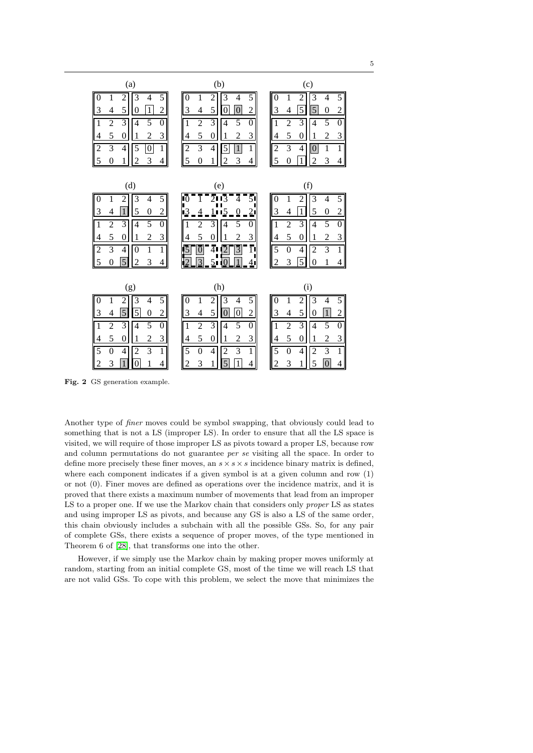| (a) | | | | | |
|---|---|---|---|---|---|
| 0 | 1 | 2 | 3 | 4 | 5 |
| 3 | 4 | 5 | 0 | 1 | 2 |
| 1 | 2 | 3 | 4 | 5 | 0 |
| 4 | 5 | 0 | 1 | 2 | 3 |
| 2 | 3 | 4 | 5 | 0 | 1 |
| 5 | 0 | 1 | 2 | 3 | 4 |

| (b) | | | | | |
|---|---|---|---|---|---|
| 0 | 1 | 2 | 3 | 4 | 5 |
| 3 | 4 | 5 | 0 | 0 | 2 |
| 1 | 2 | 3 | 4 | 5 | 0 |
| 4 | 5 | 0 | 1 | 2 | 3 |
| 2 | 3 | 4 | 5 | 1 | 1 |
| 5 | 0 | 1 | 2 | 3 | 4 |

| (c) | | | | | |
|---|---|---|---|---|---|
| 0 | 1 | 2 | 3 | 4 | 5 |
| 3 | 4 | 5 | 5 | 0 | 2 |
| 1 | 2 | 3 | 4 | 5 | 0 |
| 4 | 5 | 0 | 1 | 2 | 3 |
| 2 | 3 | 4 | 0 | 1 | 1 |
| 5 | 0 | 1 | 2 | 3 | 4 |

| (d) | | | | | |
|---|---|---|---|---|---|
| 0 | 1 | 2 | 3 | 4 | 5 |
| 3 | 4 | 1 | 5 | 0 | 2 |
| 1 | 2 | 3 | 4 | 5 | 0 |
| 4 | 5 | 0 | 1 | 2 | 3 |
| 2 | 3 | 4 | 0 | 1 | 1 |
| 5 | 0 | 5 | 2 | 3 | 4 |

| (e) | | | | | |
|---|---|---|---|---|---|
| 0 | 1 | 2 | 3 | 4 | 5 |
| 3 | 4 | 1 | 5 | 0 | 2 |
| 1 | 2 | 3 | 4 | 5 | 0 |
| 4 | 5 | 0 | 1 | 2 | 3 |
| 5 | 0 | 4 | 2 | 3 | 1 |
| 2 | 3 | 5 | 0 | 1 | 4 |

| (f) | | | | | |
|---|---|---|---|---|---|
| 0 | 1 | 2 | 3 | 4 | 5 |
| 3 | 4 | 1 | 5 | 0 | 2 |
| 1 | 2 | 3 | 4 | 5 | 0 |
| 4 | 5 | 0 | 1 | 2 | 3 |
| 5 | 0 | 4 | 2 | 3 | 1 |
| 2 | 3 | 5 | 0 | 1 | 4 |

| (g) | | | | | |
|---|---|---|---|---|---|
| 0 | 1 | 2 | 3 | 4 | 5 |
| 3 | 4 | 5 | 5 | 0 | 2 |
| 1 | 2 | 3 | 4 | 5 | 0 |
| 4 | 5 | 0 | 1 | 2 | 3 |
| 5 | 0 | 4 | 2 | 3 | 1 |
| 2 | 3 | 1 | 0 | 1 | 4 |

| (h) | | | | | |
|---|---|---|---|---|---|
| 0 | 1 | 2 | 3 | 4 | 5 |
| 3 | 4 | 5 | 0 | 0 | 2 |
| 1 | 2 | 3 | 4 | 5 | 0 |
| 4 | 5 | 0 | 1 | 2 | 3 |
| 5 | 0 | 4 | 2 | 3 | 1 |
| 2 | 3 | 1 | 5 | 1 | 4 |

| (i) | | | | | |
|---|---|---|---|---|---|
| 0 | 1 | 2 | 3 | 4 | 5 |
| 3 | 4 | 5 | 0 | 1 | 2 |
| 1 | 2 | 3 | 4 | 5 | 0 |
| 4 | 5 | 0 | 1 | 2 | 3 |
| 5 | 0 | 4 | 2 | 3 | 1 |
| 2 | 3 | 1 | 5 | 0 | 4 |

**Fig. 2** GS generation example.

Another type of *finer* moves could be symbol swapping, that obviously could lead to something that is not a LS (improper LS). In order to ensure that all the LS space is visited, we will require of those improper LS as pivots toward a proper LS, because row and column permutations do not guarantee *per se* visiting all the space. In order to define more precisely these finer moves, an $s \times s \times s$ incidence binary matrix is defined, where each component indicates if a given symbol is at a given column and row (1) or not (0). Finer moves are defined as operations over the incidence matrix, and it is proved that there exists a maximum number of movements that lead from an improper LS to a proper one. If we use the Markov chain that considers only *proper* LS as states and using improper LS as pivots, and because any GS is also a LS of the same order, this chain obviously includes a subchain with all the possible GSs. So, for any pair of complete GSs, there exists a sequence of proper moves, of the type mentioned in Theorem 6 of [28], that transforms one into the other.

However, if we simply use the Markov chain by making proper moves uniformly at random, starting from an initial complete GS, most of the time we will reach LS that are not valid GSs. To cope with this problem, we select the move that minimizes the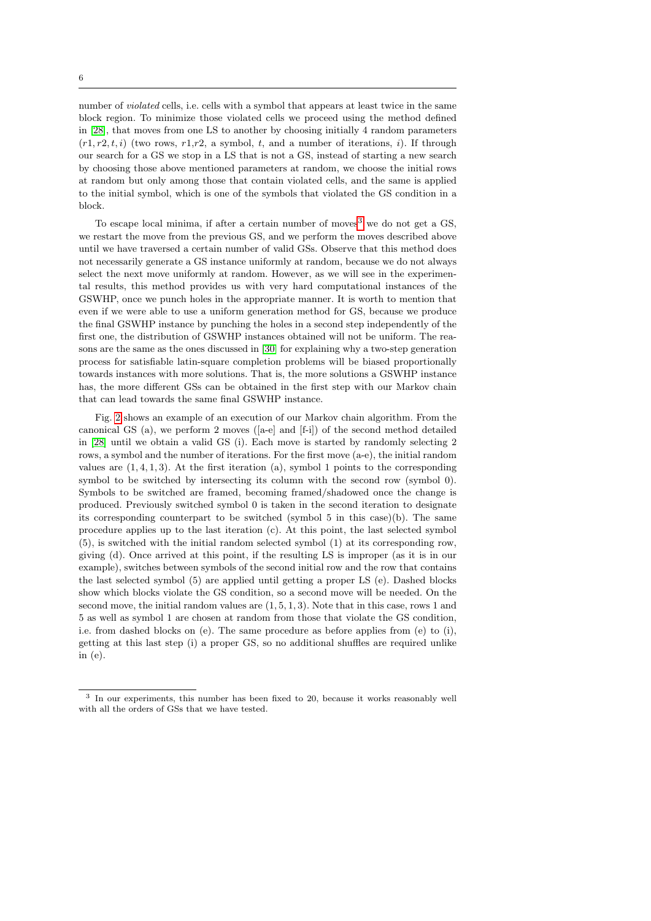number of *violated* cells, i.e. cells with a symbol that appears at least twice in the same block region. To minimize those violated cells we proceed using the method defined in [28], that moves from one LS to another by choosing initially 4 random parameters $(r1, r2, t, i)$ (two rows, $r1$,$r2$, a symbol, $t$, and a number of iterations, $i$). If through our search for a GS we stop in a LS that is not a GS, instead of starting a new search by choosing those above mentioned parameters at random, we choose the initial rows at random but only among those that contain violated cells, and the same is applied to the initial symbol, which is one of the symbols that violated the GS condition in a block.

To escape local minima, if after a certain number of moves[3] we do not get a GS, we restart the move from the previous GS, and we perform the moves described above until we have traversed a certain number of valid GSs. Observe that this method does not necessarily generate a GS instance uniformly at random, because we do not always select the next move uniformly at random. However, as we will see in the experimental results, this method provides us with very hard computational instances of the GSWHP, once we punch holes in the appropriate manner. It is worth to mention that even if we were able to use a uniform generation method for GS, because we produce the final GSWHP instance by punching the holes in a second step independently of the first one, the distribution of GSWHP instances obtained will not be uniform. The reasons are the same as the ones discussed in [30] for explaining why a two-step generation process for satisfiable latin-square completion problems will be biased proportionally towards instances with more solutions. That is, the more solutions a GSWHP instance has, the more different GSs can be obtained in the first step with our Markov chain that can lead towards the same final GSWHP instance.

Fig. 2 shows an example of an execution of our Markov chain algorithm. From the canonical GS (a), we perform 2 moves ([a-e] and [f-i]) of the second method detailed in [28] until we obtain a valid GS (i). Each move is started by randomly selecting 2 rows, a symbol and the number of iterations. For the first move (a-e), the initial random values are $(1, 4, 1, 3)$. At the first iteration (a), symbol 1 points to the corresponding symbol to be switched by intersecting its column with the second row (symbol 0). Symbols to be switched are framed, becoming framed/shadowed once the change is produced. Previously switched symbol 0 is taken in the second iteration to designate its corresponding counterpart to be switched (symbol 5 in this case)(b). The same procedure applies up to the last iteration (c). At this point, the last selected symbol (5), is switched with the initial random selected symbol (1) at its corresponding row, giving (d). Once arrived at this point, if the resulting LS is improper (as it is in our example), switches between symbols of the second initial row and the row that contains the last selected symbol (5) are applied until getting a proper LS (e). Dashed blocks show which blocks violate the GS condition, so a second move will be needed. On the second move, the initial random values are $(1, 5, 1, 3)$. Note that in this case, rows 1 and 5 as well as symbol 1 are chosen at random from those that violate the GS condition, i.e. from dashed blocks on (e). The same procedure as before applies from (e) to (i), getting at this last step (i) a proper GS, so no additional shuffles are required unlike in (e).

[3] In our experiments, this number has been fixed to 20, because it works reasonably well with all the orders of GSs that we have tested.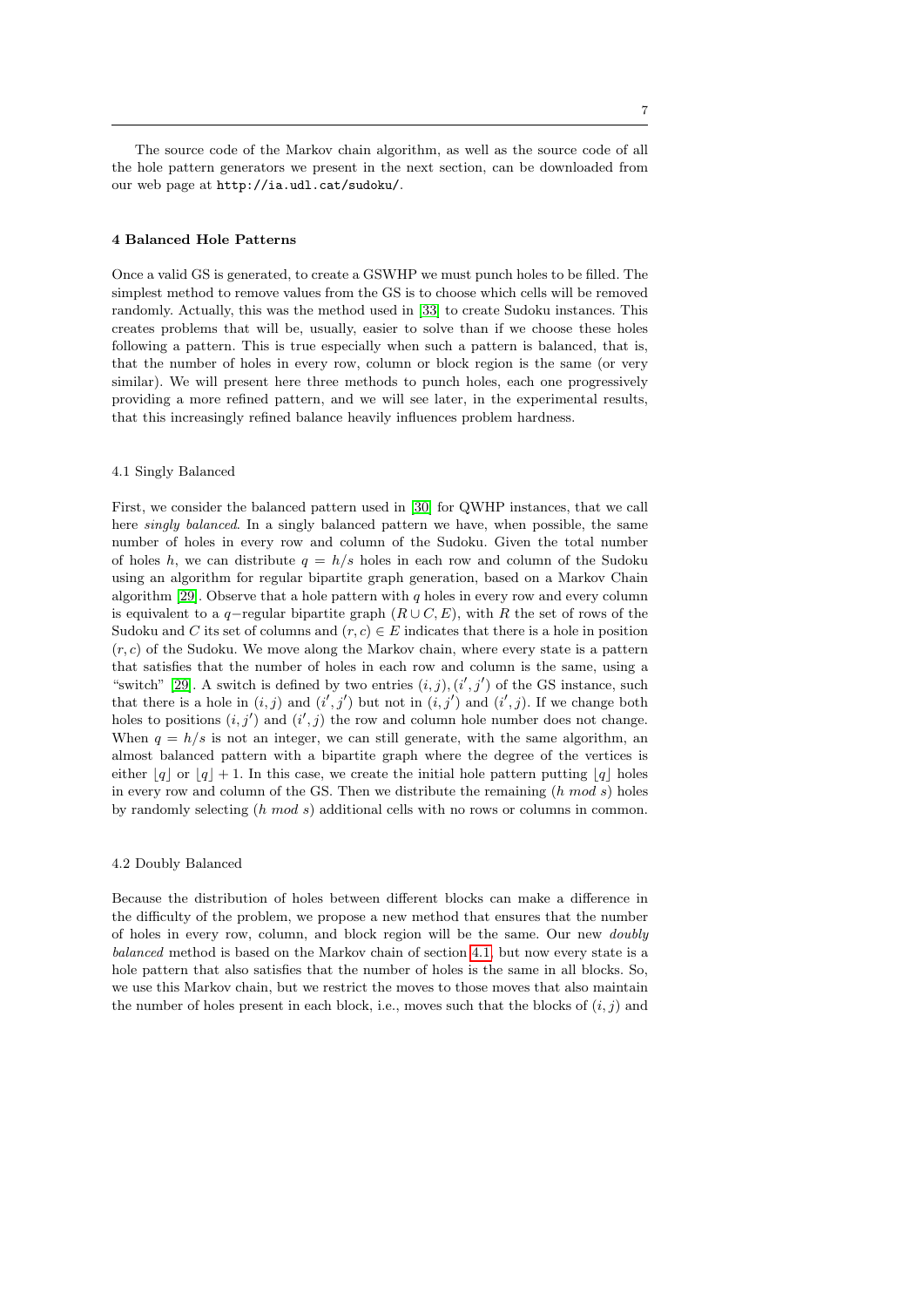The source code of the Markov chain algorithm, as well as the source code of all the hole pattern generators we present in the next section, can be downloaded from our web page at http://ia.udl.cat/sudoku/.

## 4 Balanced Hole Patterns

Once a valid GS is generated, to create a GSWHP we must punch holes to be filled. The simplest method to remove values from the GS is to choose which cells will be removed randomly. Actually, this was the method used in [33] to create Sudoku instances. This creates problems that will be, usually, easier to solve than if we choose these holes following a pattern. This is true especially when such a pattern is balanced, that is, that the number of holes in every row, column or block region is the same (or very similar). We will present here three methods to punch holes, each one progressively providing a more refined pattern, and we will see later, in the experimental results, that this increasingly refined balance heavily influences problem hardness.

### 4.1 Singly Balanced

First, we consider the balanced pattern used in [30] for QWHP instances, that we call here *singly balanced*. In a singly balanced pattern we have, when possible, the same number of holes in every row and column of the Sudoku. Given the total number of holes $h$, we can distribute $q = h/s$ holes in each row and column of the Sudoku using an algorithm for regular bipartite graph generation, based on a Markov Chain algorithm [29]. Observe that a hole pattern with $q$ holes in every row and every column is equivalent to a $q-$regular bipartite graph $(R \cup C, E)$, with $R$ the set of rows of the Sudoku and $C$ its set of columns and $(r, c) \in E$ indicates that there is a hole in position $(r, c)$ of the Sudoku. We move along the Markov chain, where every state is a pattern that satisfies that the number of holes in each row and column is the same, using a "switch" [29]. A switch is defined by two entries $(i, j), (i', j')$ of the GS instance, such that there is a hole in $(i, j)$ and $(i', j')$ but not in $(i, j')$ and $(i', j)$. If we change both holes to positions $(i, j')$ and $(i', j)$ the row and column hole number does not change. When $q = h/s$ is not an integer, we can still generate, with the same algorithm, an almost balanced pattern with a bipartite graph where the degree of the vertices is either $\lfloor q \rfloor$ or $\lfloor q \rfloor + 1$. In this case, we create the initial hole pattern putting $\lfloor q \rfloor$ holes in every row and column of the GS. Then we distribute the remaining $(h \; mod \; s)$ holes by randomly selecting $(h \; mod \; s)$ additional cells with no rows or columns in common.

### 4.2 Doubly Balanced

Because the distribution of holes between different blocks can make a difference in the difficulty of the problem, we propose a new method that ensures that the number of holes in every row, column, and block region will be the same. Our new *doubly balanced* method is based on the Markov chain of section 4.1, but now every state is a hole pattern that also satisfies that the number of holes is the same in all blocks. So, we use this Markov chain, but we restrict the moves to those moves that also maintain the number of holes present in each block, i.e., moves such that the blocks of $(i, j)$ and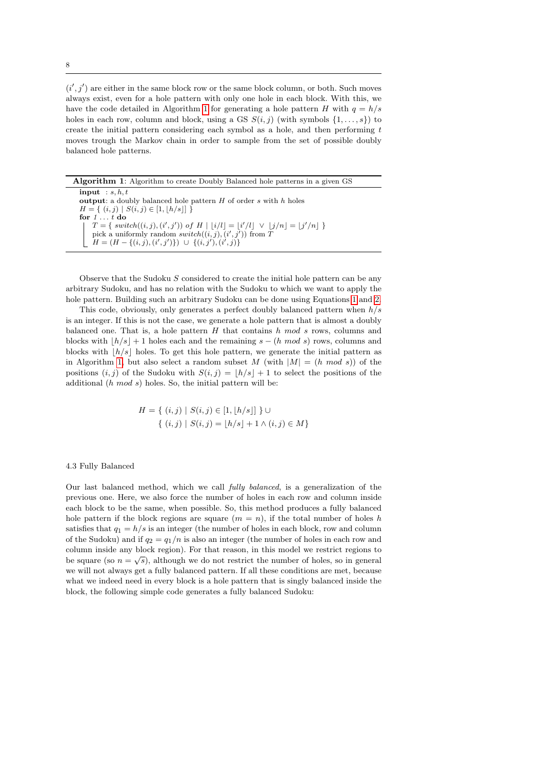$(i', j')$ are either in the same block row or the same block column, or both. Such moves always exist, even for a hole pattern with only one hole in each block. With this, we have the code detailed in Algorithm 1 for generating a hole pattern $H$ with $q = h/s$ holes in each row, column and block, using a GS $S(i,j)$ (with symbols $\{1,\ldots,s\}$) to create the initial pattern considering each symbol as a hole, and then performing $t$ moves trough the Markov chain in order to sample from the set of possible doubly balanced hole patterns.

**Algorithm 1**: Algorithm to create Doubly Balanced hole patterns in a given GS

```
input  : s, h, t
output: a doubly balanced hole pattern H of order s with h holes
H = { (i,j) | S(i,j) ∈ [1, ⌊h/s⌋] }
for 1 ... t do
    T = { switch((i,j),(i',j')) of H | ⌊i/l⌋ = ⌊i'/l⌋ ∨ ⌊j/n⌋ = ⌊j'/n⌋ }
    pick a uniformly random switch((i,j),(i',j')) from T
    H = (H − {(i,j),(i',j')}) ∪ {(i,j'),(i',j)}
```

Observe that the Sudoku $S$ considered to create the initial hole pattern can be any arbitrary Sudoku, and has no relation with the Sudoku to which we want to apply the hole pattern. Building such an arbitrary Sudoku can be done using Equations 1 and 2.

This code, obviously, only generates a perfect doubly balanced pattern when $h/s$ is an integer. If this is not the case, we generate a hole pattern that is almost a doubly balanced one. That is, a hole pattern $H$ that contains $h \bmod s$ rows, columns and blocks with $\lfloor h/s \rfloor + 1$ holes each and the remaining $s - (h \bmod s)$ rows, columns and blocks with $\lfloor h/s \rfloor$ holes. To get this hole pattern, we generate the initial pattern as in Algorithm 1, but also select a random subset $M$ (with $|M| = (h \bmod s)$) of the positions $(i,j)$ of the Sudoku with $S(i,j) = \lfloor h/s \rfloor + 1$ to select the positions of the additional ($h \bmod s$) holes. So, the initial pattern will be:

$$
\begin{aligned}
H = & \{ \ (i,j) \mid S(i,j) \in [1, \lfloor h/s \rfloor] \ \} \cup \\
& \{ \ (i,j) \mid S(i,j) = \lfloor h/s \rfloor + 1 \wedge (i,j) \in M \}
\end{aligned}
$$

### 4.3 Fully Balanced

Our last balanced method, which we call *fully balanced*, is a generalization of the previous one. Here, we also force the number of holes in each row and column inside each block to be the same, when possible. So, this method produces a fully balanced hole pattern if the block regions are square ($m = n$), if the total number of holes $h$ satisfies that $q_1 = h/s$ is an integer (the number of holes in each block, row and column of the Sudoku) and if $q_2 = q_1/n$ is also an integer (the number of holes in each row and column inside any block region). For that reason, in this model we restrict regions to be square (so $n = \sqrt{s}$), although we do not restrict the number of holes, so in general we will not always get a fully balanced pattern. If all these conditions are met, because what we indeed need in every block is a hole pattern that is singly balanced inside the block, the following simple code generates a fully balanced Sudoku: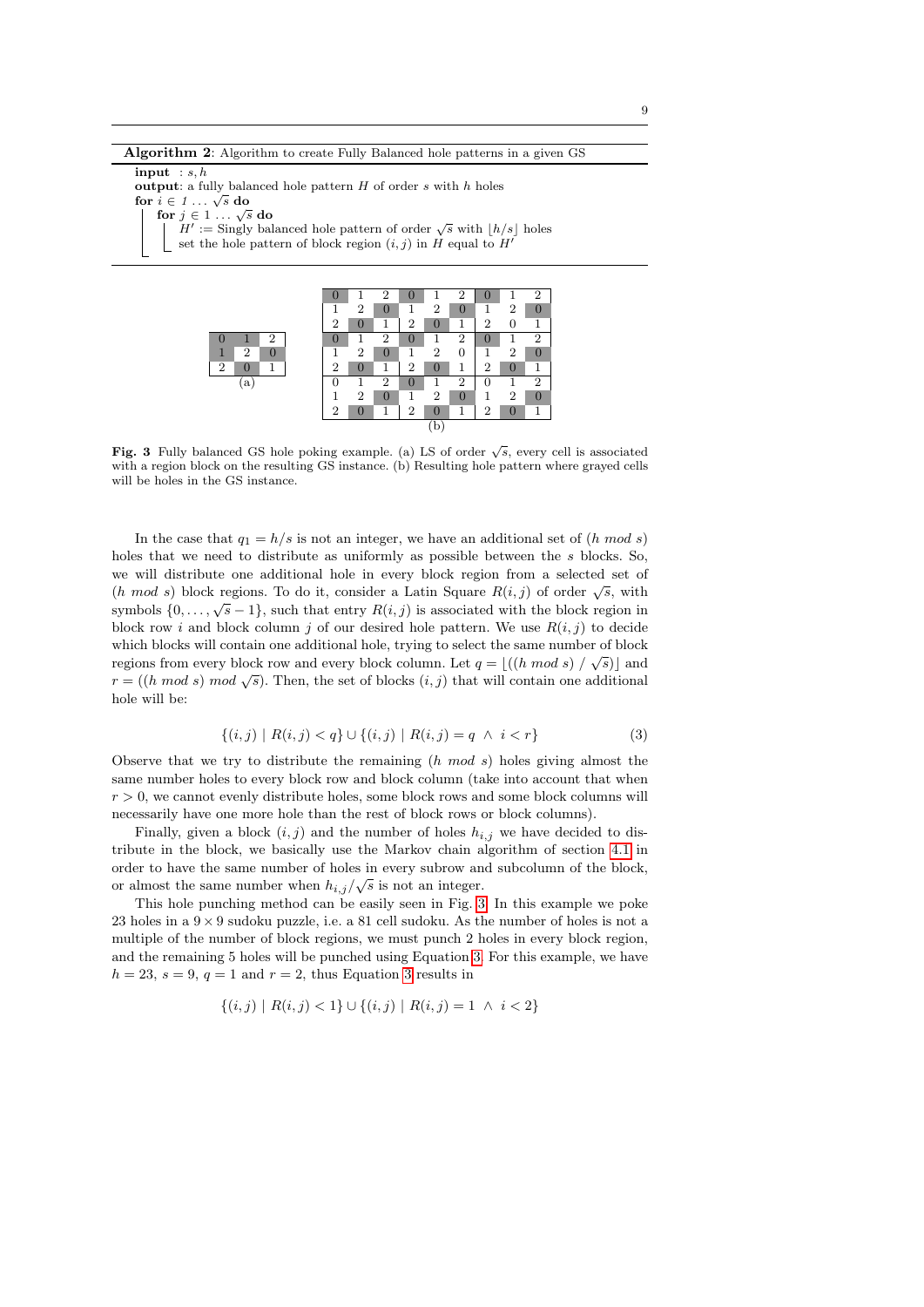**Algorithm 2**: Algorithm to create Fully Balanced hole patterns in a given GS

```
input : s, h
output: a fully balanced hole pattern H of order s with h holes
for i ∈ 1 ... √s do
    for j ∈ 1 ... √s do
        H' := Singly balanced hole pattern of order √s with ⌊h/s⌋ holes
        set the hole pattern of block region (i, j) in H equal to H'
```

(a)

| | | |
|---|---|---|
| 0 | 1 | 2 |
| 1 | 2 | 0 |
| 2 | 0 | 1 |

(b)

| | | | | | | | | |
|---|---|---|---|---|---|---|---|---|
| 0 | 1 | 2 | 0 | 1 | 2 | 0 | 1 | 2 |
| 1 | 2 | 0 | 1 | 2 | 0 | 1 | 2 | 0 |
| 2 | 0 | 1 | 2 | 0 | 1 | 2 | 0 | 1 |
| 0 | 1 | 2 | 0 | 1 | 2 | 0 | 1 | 2 |
| 1 | 2 | 0 | 1 | 2 | 0 | 1 | 2 | 0 |
| 2 | 0 | 1 | 2 | 0 | 1 | 2 | 0 | 1 |
| 0 | 1 | 2 | 0 | 1 | 2 | 0 | 1 | 2 |
| 1 | 2 | 0 | 1 | 2 | 0 | 1 | 2 | 0 |
| 2 | 0 | 1 | 2 | 0 | 1 | 2 | 0 | 1 |

**Fig. 3** Fully balanced GS hole poking example. (a) LS of order $\sqrt{s}$, every cell is associated with a region block on the resulting GS instance. (b) Resulting hole pattern where grayed cells will be holes in the GS instance.

In the case that $q_1 = h/s$ is not an integer, we have an additional set of $(h \bmod s)$ holes that we need to distribute as uniformly as possible between the $s$ blocks. So, we will distribute one additional hole in every block region from a selected set of $(h \bmod s)$ block regions. To do it, consider a Latin Square $R(i, j)$ of order $\sqrt{s}$, with symbols $\{0, \ldots, \sqrt{s} - 1\}$, such that entry $R(i, j)$ is associated with the block region in block row $i$ and block column $j$ of our desired hole pattern. We use $R(i, j)$ to decide which blocks will contain one additional hole, trying to select the same number of block regions from every block row and every block column. Let $q = \lfloor ((h \bmod s) \;/\; \sqrt{s}) \rfloor$ and $r = ((h \bmod s) \bmod \sqrt{s})$. Then, the set of blocks $(i, j)$ that will contain one additional hole will be:

$$\{(i, j) \mid R(i, j) < q\} \cup \{(i, j) \mid R(i, j) = q \;\wedge\; i < r\} \tag{3}$$

Observe that we try to distribute the remaining $(h \bmod s)$ holes giving almost the same number holes to every block row and block column (take into account that when $r > 0$, we cannot evenly distribute holes, some block rows and some block columns will necessarily have one more hole than the rest of block rows or block columns).

Finally, given a block $(i, j)$ and the number of holes $h_{i,j}$ we have decided to distribute in the block, we basically use the Markov chain algorithm of section 4.1 in order to have the same number of holes in every subrow and subcolumn of the block, or almost the same number when $h_{i,j}/\sqrt{s}$ is not an integer.

This hole punching method can be easily seen in Fig. 3. In this example we poke 23 holes in a $9 \times 9$ sudoku puzzle, i.e. a 81 cell sudoku. As the number of holes is not a multiple of the number of block regions, we must punch 2 holes in every block region, and the remaining 5 holes will be punched using Equation 3. For this example, we have $h = 23$, $s = 9$, $q = 1$ and $r = 2$, thus Equation 3 results in

$$\{(i, j) \mid R(i, j) < 1\} \cup \{(i, j) \mid R(i, j) = 1 \;\wedge\; i < 2\}$$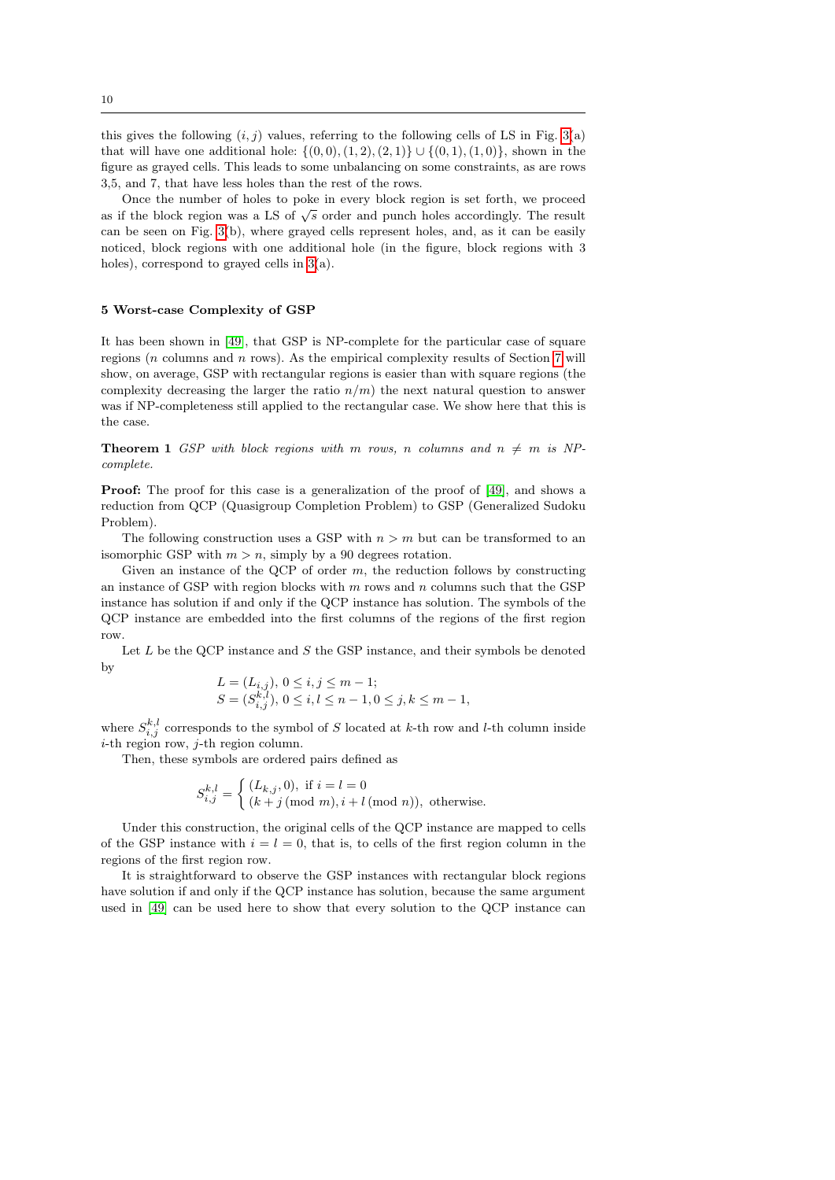this gives the following $(i, j)$ values, referring to the following cells of LS in Fig. 3(a) that will have one additional hole: $\{(0,0),(1,2),(2,1)\} \cup \{(0,1),(1,0)\}$, shown in the figure as grayed cells. This leads to some unbalancing on some constraints, as are rows 3,5, and 7, that have less holes than the rest of the rows.

Once the number of holes to poke in every block region is set forth, we proceed as if the block region was a LS of $\sqrt{s}$ order and punch holes accordingly. The result can be seen on Fig. 3(b), where grayed cells represent holes, and, as it can be easily noticed, block regions with one additional hole (in the figure, block regions with 3 holes), correspond to grayed cells in 3(a).

## 5 Worst-case Complexity of GSP

It has been shown in [49], that GSP is NP-complete for the particular case of square regions ($n$ columns and $n$ rows). As the empirical complexity results of Section 7 will show, on average, GSP with rectangular regions is easier than with square regions (the complexity decreasing the larger the ratio $n/m$) the next natural question to answer was if NP-completeness still applied to the rectangular case. We show here that this is the case.

**Theorem 1** *GSP with block regions with $m$ rows, $n$ columns and $n \neq m$ is NP-complete.*

**Proof:** The proof for this case is a generalization of the proof of [49], and shows a reduction from QCP (Quasigroup Completion Problem) to GSP (Generalized Sudoku Problem).

The following construction uses a GSP with $n > m$ but can be transformed to an isomorphic GSP with $m > n$, simply by a 90 degrees rotation.

Given an instance of the QCP of order $m$, the reduction follows by constructing an instance of GSP with region blocks with $m$ rows and $n$ columns such that the GSP instance has solution if and only if the QCP instance has solution. The symbols of the QCP instance are embedded into the first columns of the regions of the first region row.

Let $L$ be the QCP instance and $S$ the GSP instance, and their symbols be denoted by

$$
\begin{aligned}
L &= (L_{i,j}),\ 0 \leq i,j \leq m-1; \\
S &= (S_{i,j}^{k,l}),\ 0 \leq i,l \leq n-1, 0 \leq j,k \leq m-1,
\end{aligned}
$$

where $S_{i,j}^{k,l}$ corresponds to the symbol of $S$ located at $k$-th row and $l$-th column inside $i$-th region row, $j$-th region column.

Then, these symbols are ordered pairs defined as

$$
S_{i,j}^{k,l} = \begin{cases} (L_{k,j}, 0), & \text{if } i = l = 0 \\ (k + j \pmod{m}, i + l \pmod{n}), & \text{otherwise.} \end{cases}
$$

Under this construction, the original cells of the QCP instance are mapped to cells of the GSP instance with $i = l = 0$, that is, to cells of the first region column in the regions of the first region row.

It is straightforward to observe the GSP instances with rectangular block regions have solution if and only if the QCP instance has solution, because the same argument used in [49] can be used here to show that every solution to the QCP instance can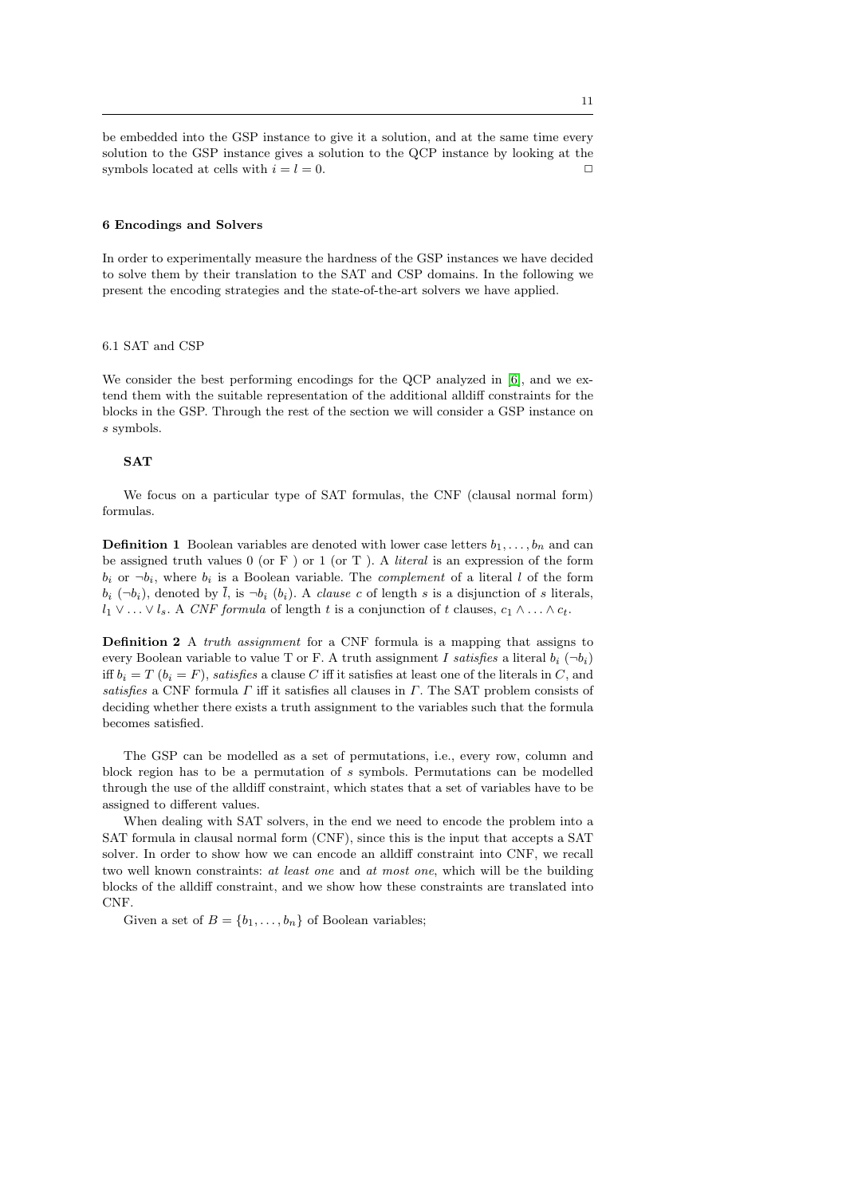be embedded into the GSP instance to give it a solution, and at the same time every solution to the GSP instance gives a solution to the QCP instance by looking at the symbols located at cells with $i = l = 0$. □

## 6 Encodings and Solvers

In order to experimentally measure the hardness of the GSP instances we have decided to solve them by their translation to the SAT and CSP domains. In the following we present the encoding strategies and the state-of-the-art solvers we have applied.

### 6.1 SAT and CSP

We consider the best performing encodings for the QCP analyzed in [6], and we extend them with the suitable representation of the additional alldiff constraints for the blocks in the GSP. Through the rest of the section we will consider a GSP instance on $s$ symbols.

**SAT**

We focus on a particular type of SAT formulas, the CNF (clausal normal form) formulas.

**Definition 1** Boolean variables are denoted with lower case letters $b_1, \ldots, b_n$ and can be assigned truth values 0 (or F ) or 1 (or T ). A *literal* is an expression of the form $b_i$ or $\neg b_i$, where $b_i$ is a Boolean variable. The *complement* of a literal $l$ of the form $b_i$ ($\neg b_i$), denoted by $\bar{l}$, is $\neg b_i$ ($b_i$). A *clause* $c$ of length $s$ is a disjunction of $s$ literals, $l_1 \vee \ldots \vee l_s$. A *CNF formula* of length $t$ is a conjunction of $t$ clauses, $c_1 \wedge \ldots \wedge c_t$.

**Definition 2** A *truth assignment* for a CNF formula is a mapping that assigns to every Boolean variable to value T or F. A truth assignment $I$ *satisfies* a literal $b_i$ ($\neg b_i$) iff $b_i = T$ ($b_i = F$), *satisfies* a clause $C$ iff it satisfies at least one of the literals in $C$, and *satisfies* a CNF formula $\Gamma$ iff it satisfies all clauses in $\Gamma$. The SAT problem consists of deciding whether there exists a truth assignment to the variables such that the formula becomes satisfied.

The GSP can be modelled as a set of permutations, i.e., every row, column and block region has to be a permutation of $s$ symbols. Permutations can be modelled through the use of the alldiff constraint, which states that a set of variables have to be assigned to different values.

When dealing with SAT solvers, in the end we need to encode the problem into a SAT formula in clausal normal form (CNF), since this is the input that accepts a SAT solver. In order to show how we can encode an alldiff constraint into CNF, we recall two well known constraints: *at least one* and *at most one*, which will be the building blocks of the alldiff constraint, and we show how these constraints are translated into CNF.

Given a set of $B = \{b_1, \ldots, b_n\}$ of Boolean variables;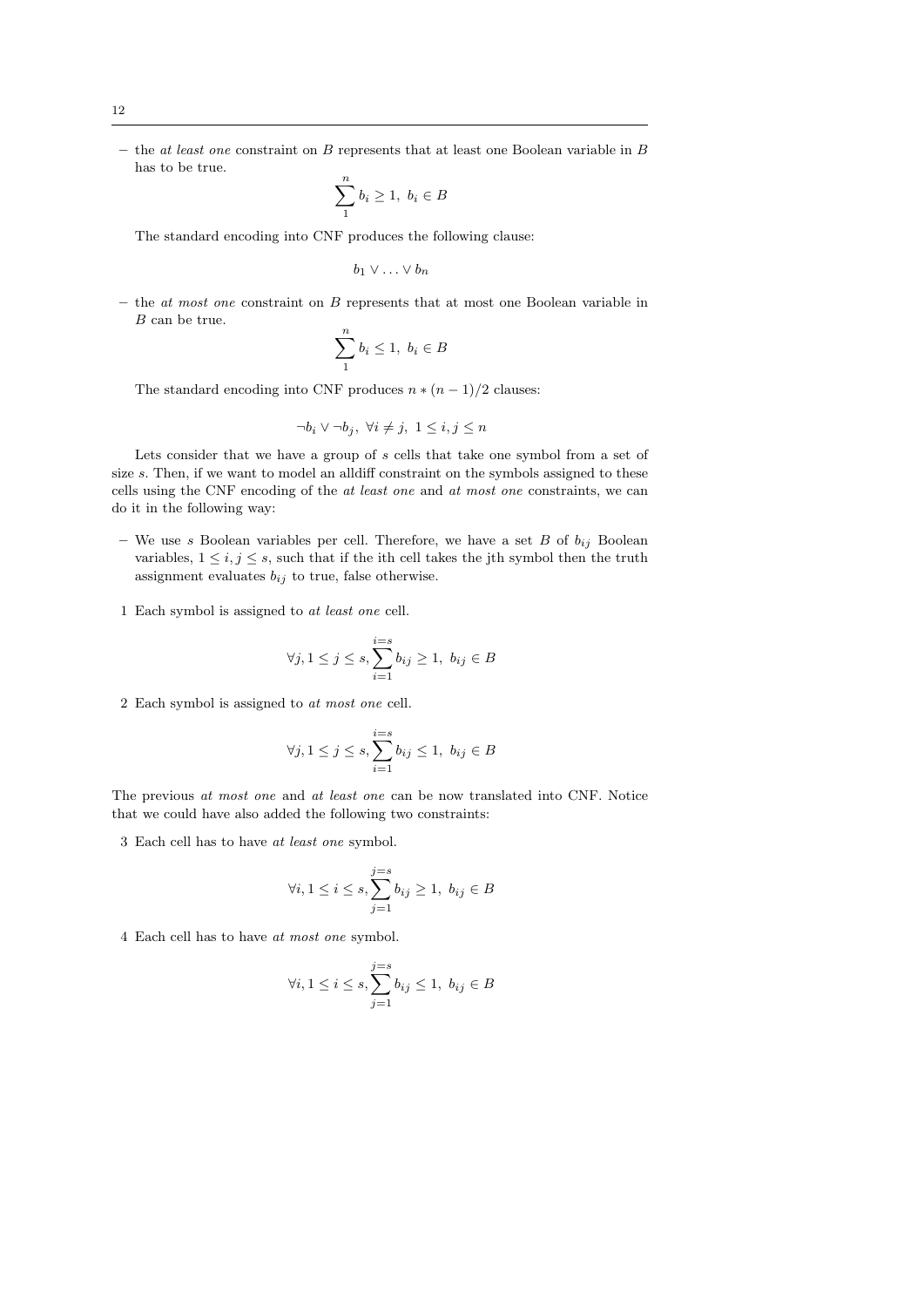- the *at least one* constraint on $B$ represents that at least one Boolean variable in $B$ has to be true.

$$\sum_{1}^{n} b_i \geq 1,\ b_i \in B$$

The standard encoding into CNF produces the following clause:

$$b_1 \vee \ldots \vee b_n$$

- the *at most one* constraint on $B$ represents that at most one Boolean variable in $B$ can be true.

$$\sum_{1}^{n} b_i \leq 1,\ b_i \in B$$

The standard encoding into CNF produces $n * (n-1)/2$ clauses:

$$\neg b_i \vee \neg b_j,\ \forall i \neq j,\ 1 \leq i,j \leq n$$

Lets consider that we have a group of $s$ cells that take one symbol from a set of size $s$. Then, if we want to model an alldiff constraint on the symbols assigned to these cells using the CNF encoding of the *at least one* and *at most one* constraints, we can do it in the following way:

- We use $s$ Boolean variables per cell. Therefore, we have a set $B$ of $b_{ij}$ Boolean variables, $1 \leq i,j \leq s$, such that if the ith cell takes the jth symbol then the truth assignment evaluates $b_{ij}$ to true, false otherwise.

1 Each symbol is assigned to *at least one* cell.

$$\forall j, 1 \leq j \leq s, \sum_{i=1}^{i=s} b_{ij} \geq 1,\ b_{ij} \in B$$

2 Each symbol is assigned to *at most one* cell.

$$\forall j, 1 \leq j \leq s, \sum_{i=1}^{i=s} b_{ij} \leq 1,\ b_{ij} \in B$$

The previous *at most one* and *at least one* can be now translated into CNF. Notice that we could have also added the following two constraints:

3 Each cell has to have *at least one* symbol.

$$\forall i, 1 \leq i \leq s, \sum_{j=1}^{j=s} b_{ij} \geq 1,\ b_{ij} \in B$$

4 Each cell has to have *at most one* symbol.

$$\forall i, 1 \leq i \leq s, \sum_{j=1}^{j=s} b_{ij} \leq 1,\ b_{ij} \in B$$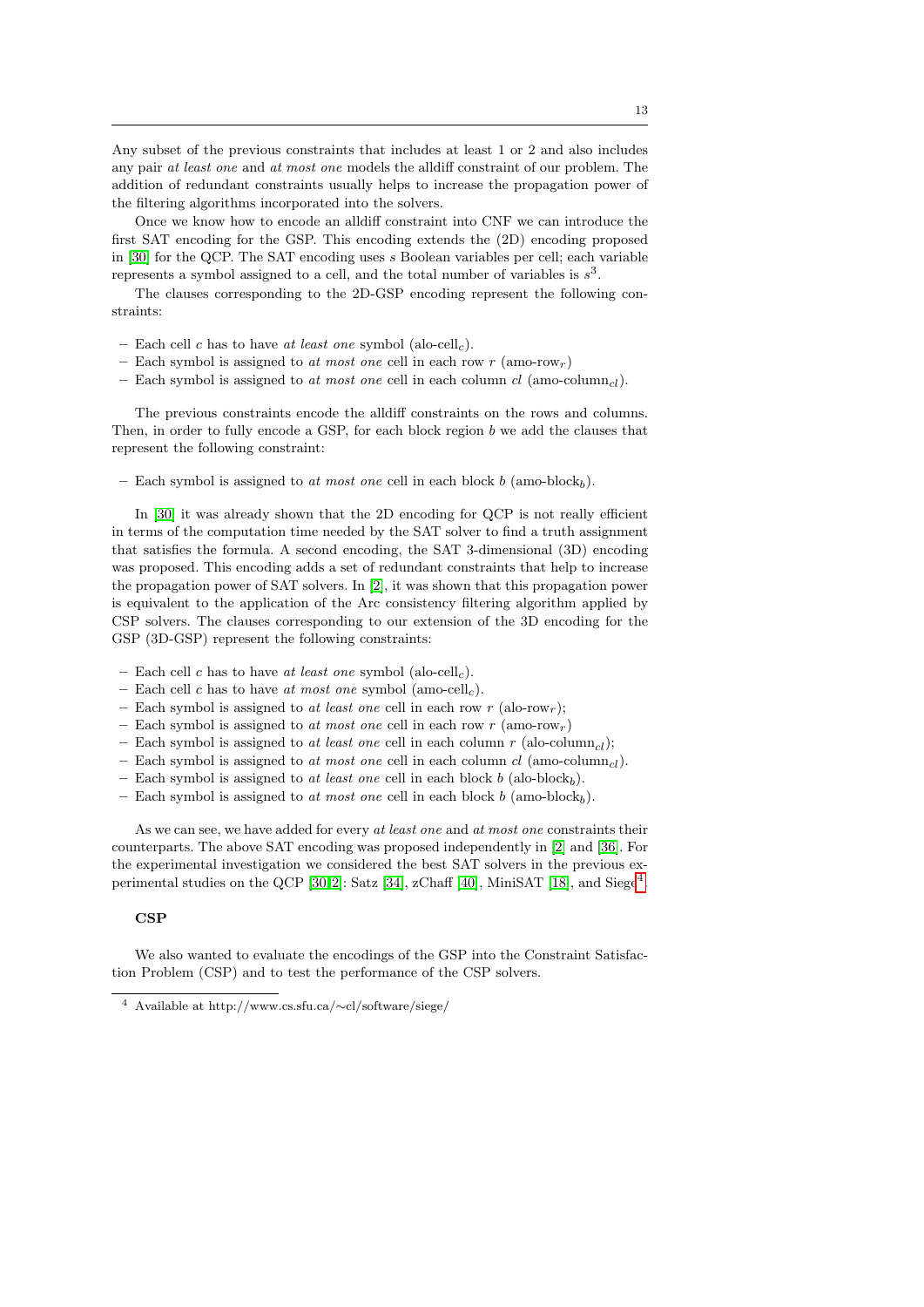Any subset of the previous constraints that includes at least 1 or 2 and also includes any pair *at least one* and *at most one* models the alldiff constraint of our problem. The addition of redundant constraints usually helps to increase the propagation power of the filtering algorithms incorporated into the solvers.

Once we know how to encode an alldiff constraint into CNF we can introduce the first SAT encoding for the GSP. This encoding extends the (2D) encoding proposed in [30] for the QCP. The SAT encoding uses $s$ Boolean variables per cell; each variable represents a symbol assigned to a cell, and the total number of variables is $s^3$.

The clauses corresponding to the 2D-GSP encoding represent the following constraints:

- Each cell $c$ has to have *at least one* symbol (alo-cell$_c$).
- Each symbol is assigned to *at most one* cell in each row $r$ (amo-row$_r$)
- Each symbol is assigned to *at most one* cell in each column $cl$ (amo-column$_{cl}$).

The previous constraints encode the alldiff constraints on the rows and columns. Then, in order to fully encode a GSP, for each block region $b$ we add the clauses that represent the following constraint:

- Each symbol is assigned to *at most one* cell in each block $b$ (amo-block$_b$).

In [30] it was already shown that the 2D encoding for QCP is not really efficient in terms of the computation time needed by the SAT solver to find a truth assignment that satisfies the formula. A second encoding, the SAT 3-dimensional (3D) encoding was proposed. This encoding adds a set of redundant constraints that help to increase the propagation power of SAT solvers. In [2], it was shown that this propagation power is equivalent to the application of the Arc consistency filtering algorithm applied by CSP solvers. The clauses corresponding to our extension of the 3D encoding for the GSP (3D-GSP) represent the following constraints:

- Each cell $c$ has to have *at least one* symbol (alo-cell$_c$).
- Each cell $c$ has to have *at most one* symbol (amo-cell$_c$).
- Each symbol is assigned to *at least one* cell in each row $r$ (alo-row$_r$);
- Each symbol is assigned to *at most one* cell in each row $r$ (amo-row$_r$)
- Each symbol is assigned to *at least one* cell in each column $r$ (alo-column$_{cl}$);
- Each symbol is assigned to *at most one* cell in each column $cl$ (amo-column$_{cl}$).
- Each symbol is assigned to *at least one* cell in each block $b$ (alo-block$_b$).
- Each symbol is assigned to *at most one* cell in each block $b$ (amo-block$_b$).

As we can see, we have added for every *at least one* and *at most one* constraints their counterparts. The above SAT encoding was proposed independently in [2] and [36]. For the experimental investigation we considered the best SAT solvers in the previous experimental studies on the QCP [30,2]: Satz [34], zChaff [40], MiniSAT [18], and Siege[4].

**CSP**

We also wanted to evaluate the encodings of the GSP into the Constraint Satisfaction Problem (CSP) and to test the performance of the CSP solvers.

[4] Available at http://www.cs.sfu.ca/∼cl/software/siege/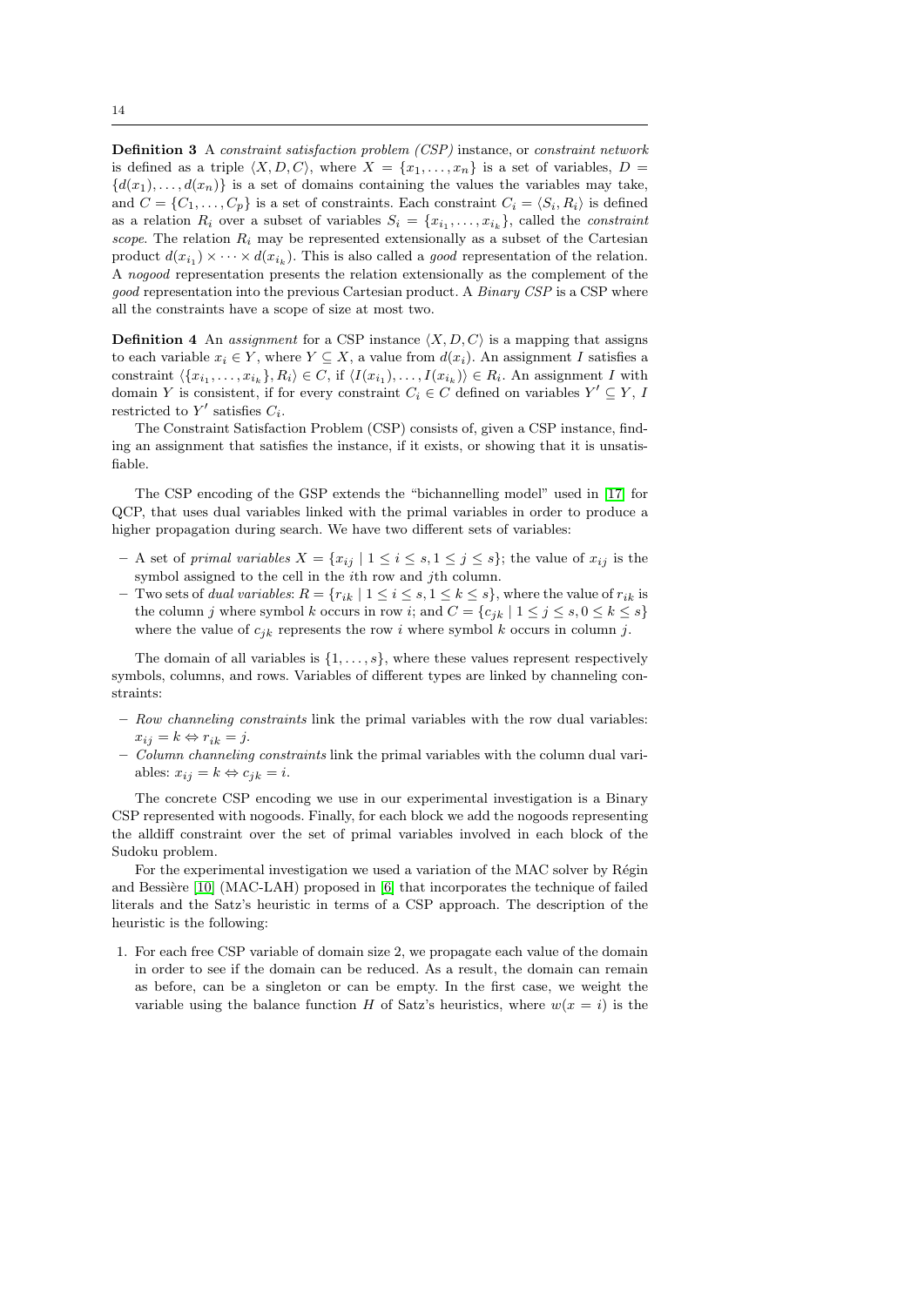**Definition 3** A *constraint satisfaction problem (CSP)* instance, or *constraint network* is defined as a triple $\langle X, D, C\rangle$, where $X = \{x_1, \ldots, x_n\}$ is a set of variables, $D = \{d(x_1), \ldots, d(x_n)\}$ is a set of domains containing the values the variables may take, and $C = \{C_1, \ldots, C_p\}$ is a set of constraints. Each constraint $C_i = \langle S_i, R_i\rangle$ is defined as a relation $R_i$ over a subset of variables $S_i = \{x_{i_1}, \ldots, x_{i_k}\}$, called the *constraint scope*. The relation $R_i$ may be represented extensionally as a subset of the Cartesian product $d(x_{i_1}) \times \cdots \times d(x_{i_k})$. This is also called a *good* representation of the relation. A *nogood* representation presents the relation extensionally as the complement of the *good* representation into the previous Cartesian product. A *Binary CSP* is a CSP where all the constraints have a scope of size at most two.

**Definition 4** An *assignment* for a CSP instance $\langle X, D, C\rangle$ is a mapping that assigns to each variable $x_i \in Y$, where $Y \subseteq X$, a value from $d(x_i)$. An assignment $I$ satisfies a constraint $\langle\{x_{i_1}, \ldots, x_{i_k}\}, R_i\rangle \in C$, if $\langle I(x_{i_1}), \ldots, I(x_{i_k})\rangle \in R_i$. An assignment $I$ with domain $Y$ is consistent, if for every constraint $C_i \in C$ defined on variables $Y' \subseteq Y$, $I$ restricted to $Y'$ satisfies $C_i$.

The Constraint Satisfaction Problem (CSP) consists of, given a CSP instance, finding an assignment that satisfies the instance, if it exists, or showing that it is unsatisfiable.

The CSP encoding of the GSP extends the "bichannelling model" used in [17] for QCP, that uses dual variables linked with the primal variables in order to produce a higher propagation during search. We have two different sets of variables:

- A set of *primal variables* $X = \{x_{ij} \mid 1 \leq i \leq s, 1 \leq j \leq s\}$; the value of $x_{ij}$ is the symbol assigned to the cell in the $i$th row and $j$th column.
- Two sets of *dual variables*: $R = \{r_{ik} \mid 1 \leq i \leq s, 1 \leq k \leq s\}$, where the value of $r_{ik}$ is the column $j$ where symbol $k$ occurs in row $i$; and $C = \{c_{jk} \mid 1 \leq j \leq s, 0 \leq k \leq s\}$ where the value of $c_{jk}$ represents the row $i$ where symbol $k$ occurs in column $j$.

The domain of all variables is $\{1, \ldots, s\}$, where these values represent respectively symbols, columns, and rows. Variables of different types are linked by channeling constraints:

- *Row channeling constraints* link the primal variables with the row dual variables: $x_{ij} = k \Leftrightarrow r_{ik} = j$.
- *Column channeling constraints* link the primal variables with the column dual variables: $x_{ij} = k \Leftrightarrow c_{jk} = i$.

The concrete CSP encoding we use in our experimental investigation is a Binary CSP represented with nogoods. Finally, for each block we add the nogoods representing the alldiff constraint over the set of primal variables involved in each block of the Sudoku problem.

For the experimental investigation we used a variation of the MAC solver by Régin and Bessière [10] (MAC-LAH) proposed in [6] that incorporates the technique of failed literals and the Satz's heuristic in terms of a CSP approach. The description of the heuristic is the following:

1. For each free CSP variable of domain size 2, we propagate each value of the domain in order to see if the domain can be reduced. As a result, the domain can remain as before, can be a singleton or can be empty. In the first case, we weight the variable using the balance function $H$ of Satz's heuristics, where $w(x = i)$ is the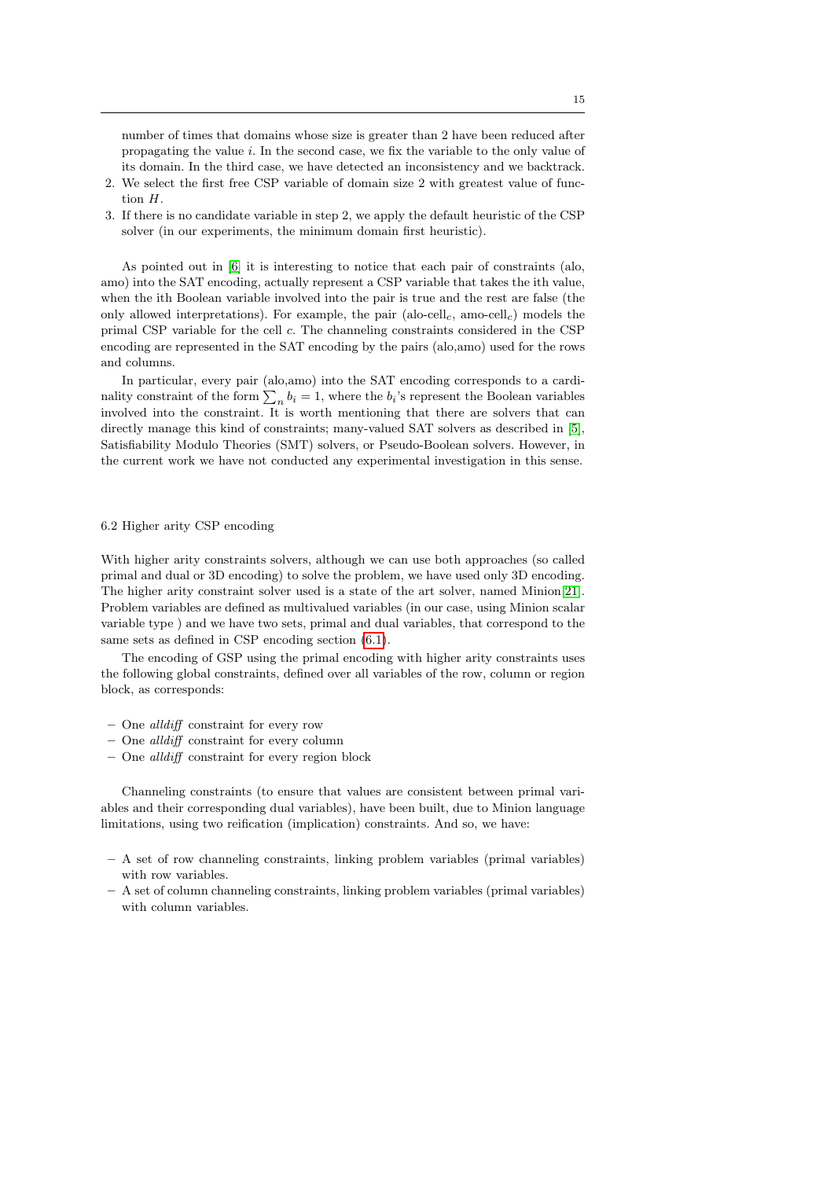number of times that domains whose size is greater than 2 have been reduced after propagating the value $i$. In the second case, we fix the variable to the only value of its domain. In the third case, we have detected an inconsistency and we backtrack.

2. We select the first free CSP variable of domain size 2 with greatest value of function $H$.
3. If there is no candidate variable in step 2, we apply the default heuristic of the CSP solver (in our experiments, the minimum domain first heuristic).

As pointed out in [6] it is interesting to notice that each pair of constraints (alo, amo) into the SAT encoding, actually represent a CSP variable that takes the ith value, when the ith Boolean variable involved into the pair is true and the rest are false (the only allowed interpretations). For example, the pair (alo-cell$_c$, amo-cell$_c$) models the primal CSP variable for the cell $c$. The channeling constraints considered in the CSP encoding are represented in the SAT encoding by the pairs (alo,amo) used for the rows and columns.

In particular, every pair (alo,amo) into the SAT encoding corresponds to a cardinality constraint of the form $\sum_n b_i = 1$, where the $b_i$'s represent the Boolean variables involved into the constraint. It is worth mentioning that there are solvers that can directly manage this kind of constraints; many-valued SAT solvers as described in [5], Satisfiability Modulo Theories (SMT) solvers, or Pseudo-Boolean solvers. However, in the current work we have not conducted any experimental investigation in this sense.

## 6.2 Higher arity CSP encoding

With higher arity constraints solvers, although we can use both approaches (so called primal and dual or 3D encoding) to solve the problem, we have used only 3D encoding. The higher arity constraint solver used is a state of the art solver, named Minion[21]. Problem variables are defined as multivalued variables (in our case, using Minion scalar variable type ) and we have two sets, primal and dual variables, that correspond to the same sets as defined in CSP encoding section (6.1).

The encoding of GSP using the primal encoding with higher arity constraints uses the following global constraints, defined over all variables of the row, column or region block, as corresponds:

– One *alldiff* constraint for every row
– One *alldiff* constraint for every column
– One *alldiff* constraint for every region block

Channeling constraints (to ensure that values are consistent between primal variables and their corresponding dual variables), have been built, due to Minion language limitations, using two reification (implication) constraints. And so, we have:

– A set of row channeling constraints, linking problem variables (primal variables) with row variables.
– A set of column channeling constraints, linking problem variables (primal variables) with column variables.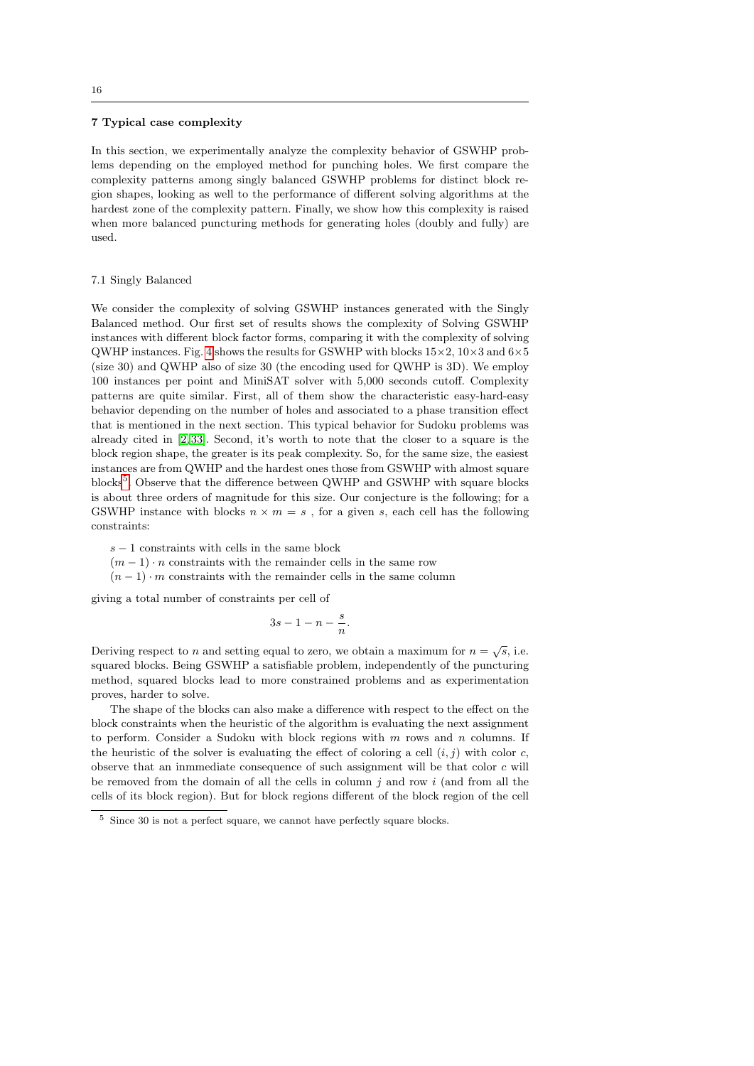## 7 Typical case complexity

In this section, we experimentally analyze the complexity behavior of GSWHP problems depending on the employed method for punching holes. We first compare the complexity patterns among singly balanced GSWHP problems for distinct block region shapes, looking as well to the performance of different solving algorithms at the hardest zone of the complexity pattern. Finally, we show how this complexity is raised when more balanced puncturing methods for generating holes (doubly and fully) are used.

### 7.1 Singly Balanced

We consider the complexity of solving GSWHP instances generated with the Singly Balanced method. Our first set of results shows the complexity of Solving GSWHP instances with different block factor forms, comparing it with the complexity of solving QWHP instances. Fig. 4 shows the results for GSWHP with blocks 15×2, 10×3 and 6×5 (size 30) and QWHP also of size 30 (the encoding used for QWHP is 3D). We employ 100 instances per point and MiniSAT solver with 5,000 seconds cutoff. Complexity patterns are quite similar. First, all of them show the characteristic easy-hard-easy behavior depending on the number of holes and associated to a phase transition effect that is mentioned in the next section. This typical behavior for Sudoku problems was already cited in [2,33]. Second, it's worth to note that the closer to a square is the block region shape, the greater is its peak complexity. So, for the same size, the easiest instances are from QWHP and the hardest ones those from GSWHP with almost square blocks[5]. Observe that the difference between QWHP and GSWHP with square blocks is about three orders of magnitude for this size. Our conjecture is the following; for a GSWHP instance with blocks $n \times m = s$ , for a given $s$, each cell has the following constraints:

- $s - 1$ constraints with cells in the same block
- $(m - 1) \cdot n$ constraints with the remainder cells in the same row
- $(n - 1) \cdot m$ constraints with the remainder cells in the same column

giving a total number of constraints per cell of

$$3s - 1 - n - \frac{s}{n}.$$

Deriving respect to $n$ and setting equal to zero, we obtain a maximum for $n = \sqrt{s}$, i.e. squared blocks. Being GSWHP a satisfiable problem, independently of the puncturing method, squared blocks lead to more constrained problems and as experimentation proves, harder to solve.

The shape of the blocks can also make a difference with respect to the effect on the block constraints when the heuristic of the algorithm is evaluating the next assignment to perform. Consider a Sudoku with block regions with $m$ rows and $n$ columns. If the heuristic of the solver is evaluating the effect of coloring a cell $(i, j)$ with color $c$, observe that an inmmediate consequence of such assignment will be that color $c$ will be removed from the domain of all the cells in column $j$ and row $i$ (and from all the cells of its block region). But for block regions different of the block region of the cell

[5] Since 30 is not a perfect square, we cannot have perfectly square blocks.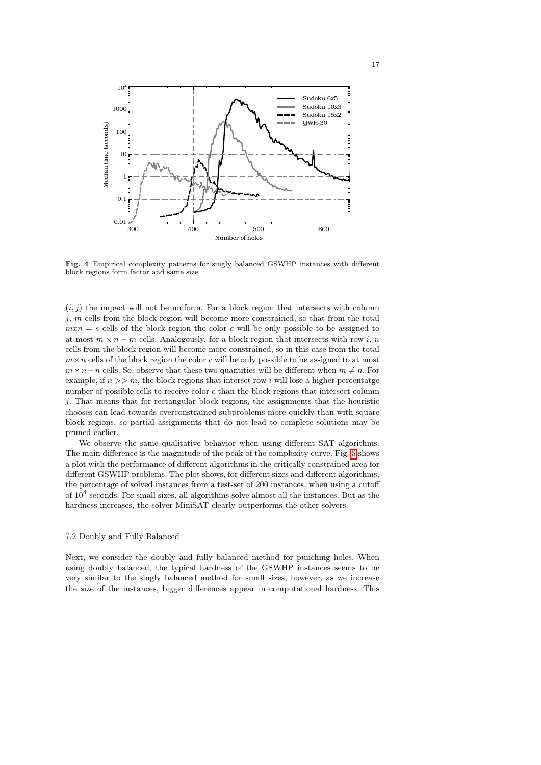**Fig. 4** Empirical complexity patterns for singly balanced GSWHP instances with different block regions form factor and same size

$(i, j)$ the impact will not be uniform. For a block region that intersects with column $j$, $m$ cells from the block region will become more constrained, so that from the total $mxn = s$ cells of the block region the color $c$ will be only possible to be assigned to at most $m \times n - m$ cells. Analogously, for a block region that intersects with row $i$, $n$ cells from the block region will become more constrained, so in this case from the total $m \times n$ cells of the block region the color $c$ will be only possible to be assigned to at most $m \times n - n$ cells. So, observe that these two quantities will be different when $m \neq n$. For example, if $n >> m$, the block regions that interset row $i$ will lose a higher percentatge number of possible cells to receive color $c$ than the block regions that intersect column $j$. That means that for rectangular block regions, the assignments that the heuristic chooses can lead towards overconstrained subproblems more quickly than with square block regions, so partial assignments that do not lead to complete solutions may be pruned earlier.

We observe the same qualitative behavior when using different SAT algorithms. The main difference is the magnitude of the peak of the complexity curve. Fig. 5 shows a plot with the performance of different algorithms in the critically constrained area for different GSWHP problems. The plot shows, for different sizes and different algorithms, the percentage of solved instances from a test-set of 200 instances, when using a cutoff of $10^4$ seconds. For small sizes, all algorithms solve almost all the instances. But as the hardness increases, the solver MiniSAT clearly outperforms the other solvers.

### 7.2 Doubly and Fully Balanced

Next, we consider the doubly and fully balanced method for punching holes. When using doubly balanced, the typical hardness of the GSWHP instances seems to be very similar to the singly balanced method for small sizes, however, as we increase the size of the instances, bigger differences appear in computational hardness. This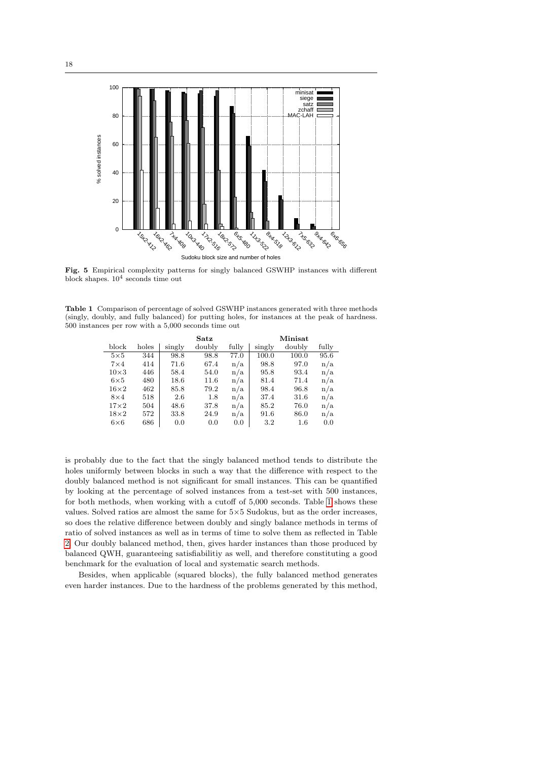**Fig. 5** Empirical complexity patterns for singly balanced GSWHP instances with different block shapes. $10^4$ seconds time out

**Table 1** Comparison of percentage of solved GSWHP instances generated with three methods (singly, doubly, and fully balanced) for putting holes, for instances at the peak of hardness. 500 instances per row with a 5,000 seconds time out

| | | **Satz** | | | **Minisat** | | |
|---|---|---|---|---|---|---|---|
| block | holes | singly | doubly | fully | singly | doubly | fully |
| 5×5 | 344 | 98.8 | 98.8 | 77.0 | 100.0 | 100.0 | 95.6 |
| 7×4 | 414 | 71.6 | 67.4 | n/a | 98.8 | 97.0 | n/a |
| 10×3 | 446 | 58.4 | 54.0 | n/a | 95.8 | 93.4 | n/a |
| 6×5 | 480 | 18.6 | 11.6 | n/a | 81.4 | 71.4 | n/a |
| 16×2 | 462 | 85.8 | 79.2 | n/a | 98.4 | 96.8 | n/a |
| 8×4 | 518 | 2.6 | 1.8 | n/a | 37.4 | 31.6 | n/a |
| 17×2 | 504 | 48.6 | 37.8 | n/a | 85.2 | 76.0 | n/a |
| 18×2 | 572 | 33.8 | 24.9 | n/a | 91.6 | 86.0 | n/a |
| 6×6 | 686 | 0.0 | 0.0 | 0.0 | 3.2 | 1.6 | 0.0 |

is probably due to the fact that the singly balanced method tends to distribute the holes uniformly between blocks in such a way that the difference with respect to the doubly balanced method is not significant for small instances. This can be quantified by looking at the percentage of solved instances from a test-set with 500 instances, for both methods, when working with a cutoff of 5,000 seconds. Table 1 shows these values. Solved ratios are almost the same for 5×5 Sudokus, but as the order increases, so does the relative difference between doubly and singly balance methods in terms of ratio of solved instances as well as in terms of time to solve them as reflected in Table 2. Our doubly balanced method, then, gives harder instances than those produced by balanced QWH, guaranteeing satisfiabilitiy as well, and therefore constituting a good benchmark for the evaluation of local and systematic search methods.

Besides, when applicable (squared blocks), the fully balanced method generates even harder instances. Due to the hardness of the problems generated by this method,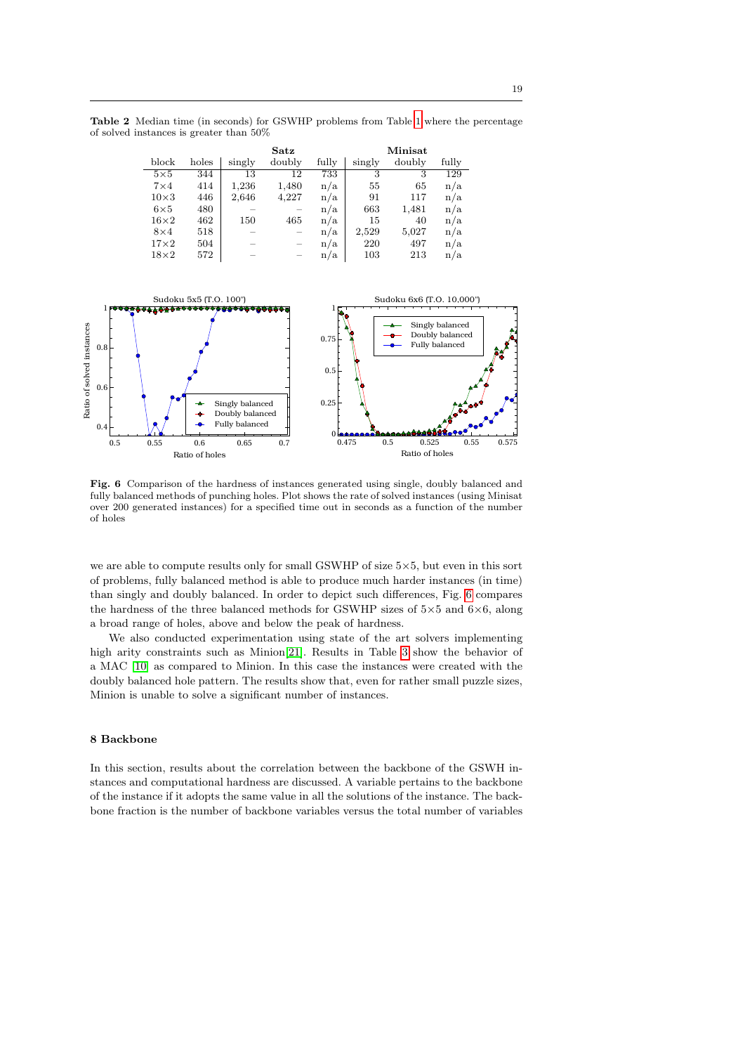**Table 2** Median time (in seconds) for GSWHP problems from Table 1 where the percentage of solved instances is greater than 50%

| | | Satz | | | Minisat | | |
|---|---|---|---|---|---|---|---|
| block | holes | singly | doubly | fully | singly | doubly | fully |
| 5×5 | 344 | 13 | 12 | 733 | 3 | 3 | 129 |
| 7×4 | 414 | 1,236 | 1,480 | n/a | 55 | 65 | n/a |
| 10×3 | 446 | 2,646 | 4,227 | n/a | 91 | 117 | n/a |
| 6×5 | 480 | – | – | n/a | 663 | 1,481 | n/a |
| 16×2 | 462 | 150 | 465 | n/a | 15 | 40 | n/a |
| 8×4 | 518 | – | – | n/a | 2,529 | 5,027 | n/a |
| 17×2 | 504 | – | – | n/a | 220 | 497 | n/a |
| 18×2 | 572 | – | – | n/a | 103 | 213 | n/a |

**Fig. 6** Comparison of the hardness of instances generated using single, doubly balanced and fully balanced methods of punching holes. Plot shows the rate of solved instances (using Minisat over 200 generated instances) for a specified time out in seconds as a function of the number of holes

we are able to compute results only for small GSWHP of size 5×5, but even in this sort of problems, fully balanced method is able to produce much harder instances (in time) than singly and doubly balanced. In order to depict such differences, Fig. 6 compares the hardness of the three balanced methods for GSWHP sizes of 5×5 and 6×6, along a broad range of holes, above and below the peak of hardness.

We also conducted experimentation using state of the art solvers implementing high arity constraints such as Minion[21]. Results in Table 3 show the behavior of a MAC [10] as compared to Minion. In this case the instances were created with the doubly balanced hole pattern. The results show that, even for rather small puzzle sizes, Minion is unable to solve a significant number of instances.

## 8 Backbone

In this section, results about the correlation between the backbone of the GSWH instances and computational hardness are discussed. A variable pertains to the backbone of the instance if it adopts the same value in all the solutions of the instance. The backbone fraction is the number of backbone variables versus the total number of variables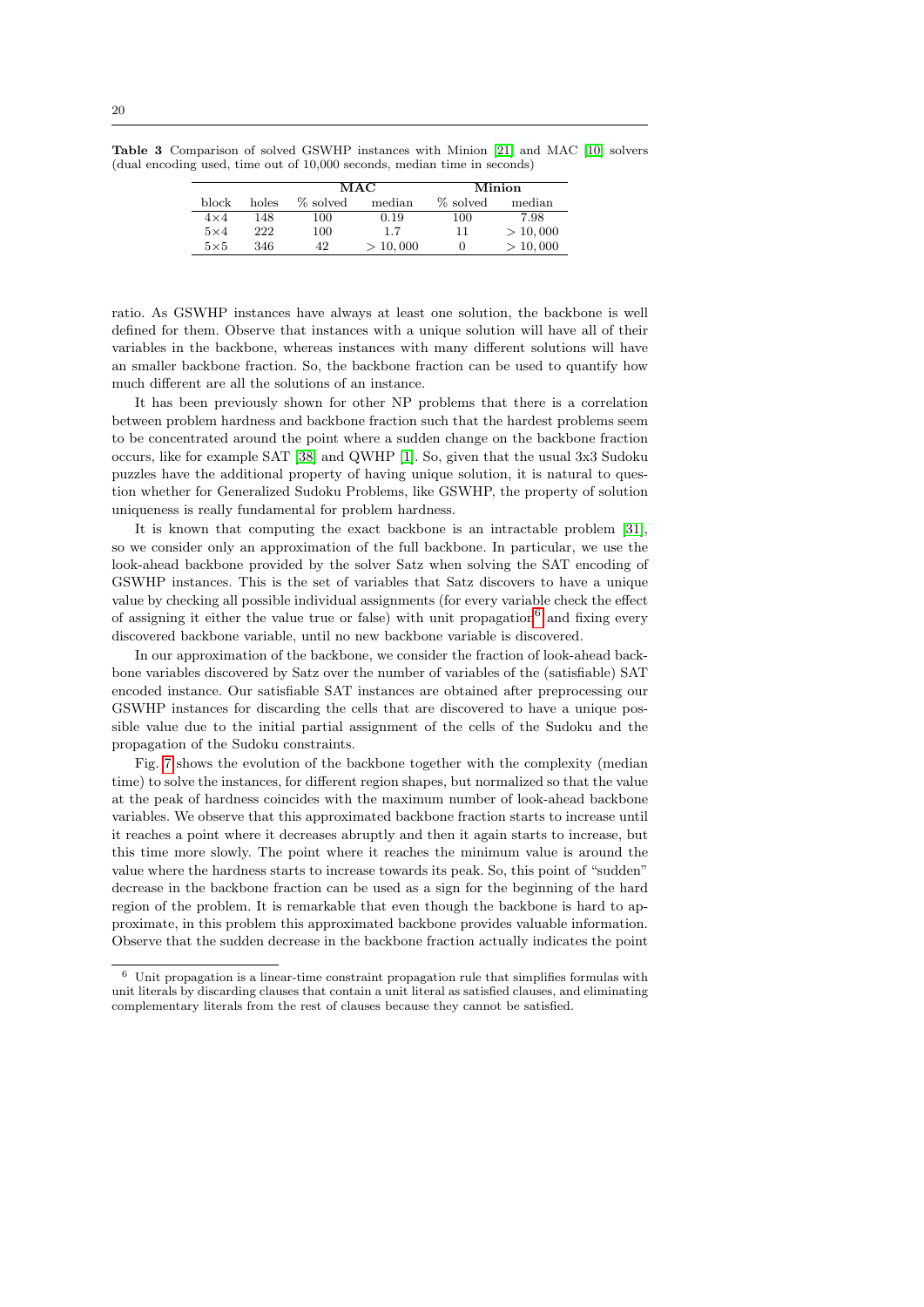**Table 3** Comparison of solved GSWHP instances with Minion [21] and MAC [10] solvers (dual encoding used, time out of 10,000 seconds, median time in seconds)

| | | MAC | | Minion | |
|---|---|---|---|---|---|
| block | holes | % solved | median | % solved | median |
| 4×4 | 148 | 100 | 0.19 | 100 | 7.98 |
| 5×4 | 222 | 100 | 1.7 | 11 | $> 10,000$ |
| 5×5 | 346 | 42 | $> 10,000$ | 0 | $> 10,000$ |

ratio. As GSWHP instances have always at least one solution, the backbone is well defined for them. Observe that instances with a unique solution will have all of their variables in the backbone, whereas instances with many different solutions will have an smaller backbone fraction. So, the backbone fraction can be used to quantify how much different are all the solutions of an instance.

It has been previously shown for other NP problems that there is a correlation between problem hardness and backbone fraction such that the hardest problems seem to be concentrated around the point where a sudden change on the backbone fraction occurs, like for example SAT [38] and QWHP [1]. So, given that the usual 3x3 Sudoku puzzles have the additional property of having unique solution, it is natural to question whether for Generalized Sudoku Problems, like GSWHP, the property of solution uniqueness is really fundamental for problem hardness.

It is known that computing the exact backbone is an intractable problem [31], so we consider only an approximation of the full backbone. In particular, we use the look-ahead backbone provided by the solver Satz when solving the SAT encoding of GSWHP instances. This is the set of variables that Satz discovers to have a unique value by checking all possible individual assignments (for every variable check the effect of assigning it either the value true or false) with unit propagation[6] and fixing every discovered backbone variable, until no new backbone variable is discovered.

In our approximation of the backbone, we consider the fraction of look-ahead backbone variables discovered by Satz over the number of variables of the (satisfiable) SAT encoded instance. Our satisfiable SAT instances are obtained after preprocessing our GSWHP instances for discarding the cells that are discovered to have a unique possible value due to the initial partial assignment of the cells of the Sudoku and the propagation of the Sudoku constraints.

Fig. 7 shows the evolution of the backbone together with the complexity (median time) to solve the instances, for different region shapes, but normalized so that the value at the peak of hardness coincides with the maximum number of look-ahead backbone variables. We observe that this approximated backbone fraction starts to increase until it reaches a point where it decreases abruptly and then it again starts to increase, but this time more slowly. The point where it reaches the minimum value is around the value where the hardness starts to increase towards its peak. So, this point of "sudden" decrease in the backbone fraction can be used as a sign for the beginning of the hard region of the problem. It is remarkable that even though the backbone is hard to approximate, in this problem this approximated backbone provides valuable information. Observe that the sudden decrease in the backbone fraction actually indicates the point

[6] Unit propagation is a linear-time constraint propagation rule that simplifies formulas with unit literals by discarding clauses that contain a unit literal as satisfied clauses, and eliminating complementary literals from the rest of clauses because they cannot be satisfied.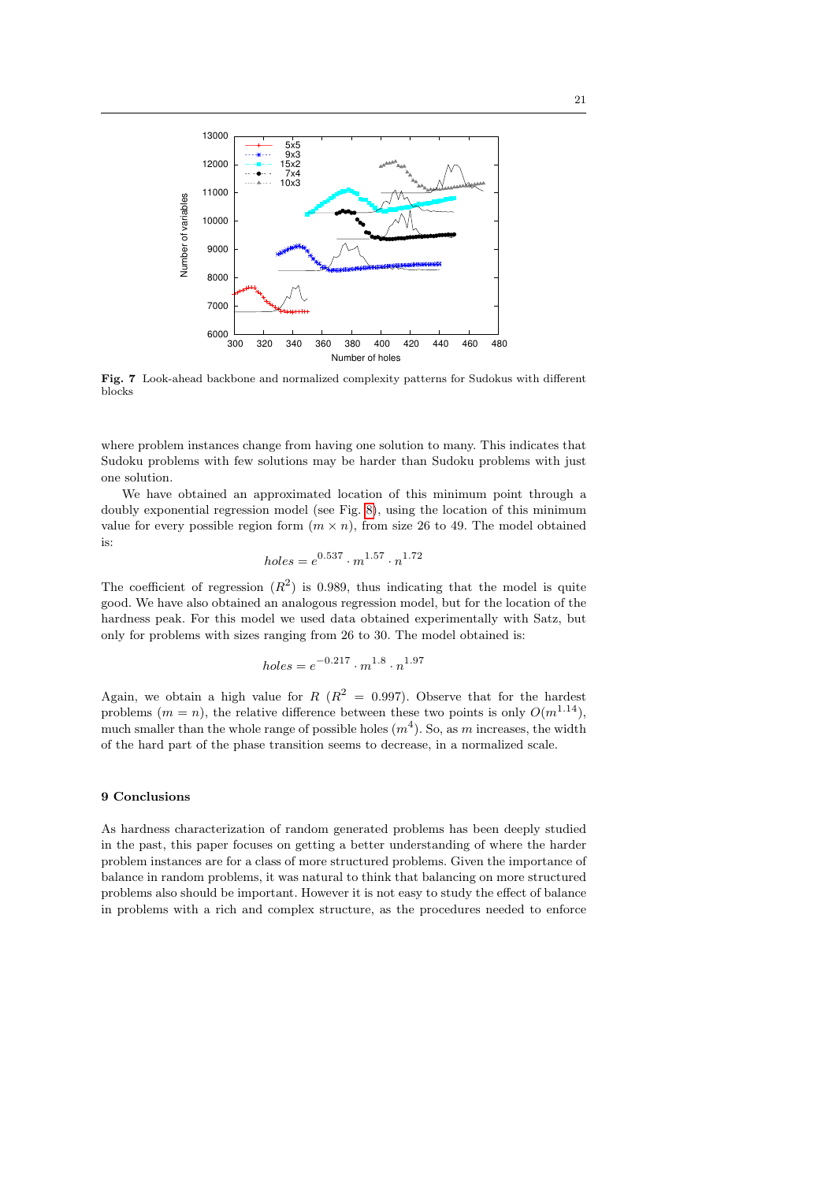**Fig. 7** Look-ahead backbone and normalized complexity patterns for Sudokus with different blocks

where problem instances change from having one solution to many. This indicates that Sudoku problems with few solutions may be harder than Sudoku problems with just one solution.

We have obtained an approximated location of this minimum point through a doubly exponential regression model (see Fig. 8), using the location of this minimum value for every possible region form ($m \times n$), from size 26 to 49. The model obtained is:

$$holes = e^{0.537} \cdot m^{1.57} \cdot n^{1.72}$$

The coefficient of regression ($R^2$) is 0.989, thus indicating that the model is quite good. We have also obtained an analogous regression model, but for the location of the hardness peak. For this model we used data obtained experimentally with Satz, but only for problems with sizes ranging from 26 to 30. The model obtained is:

$$holes = e^{-0.217} \cdot m^{1.8} \cdot n^{1.97}$$

Again, we obtain a high value for $R$ ($R^2 = 0.997$). Observe that for the hardest problems ($m = n$), the relative difference between these two points is only $O(m^{1.14})$, much smaller than the whole range of possible holes ($m^4$). So, as $m$ increases, the width of the hard part of the phase transition seems to decrease, in a normalized scale.

## 9 Conclusions

As hardness characterization of random generated problems has been deeply studied in the past, this paper focuses on getting a better understanding of where the harder problem instances are for a class of more structured problems. Given the importance of balance in random problems, it was natural to think that balancing on more structured problems also should be important. However it is not easy to study the effect of balance in problems with a rich and complex structure, as the procedures needed to enforce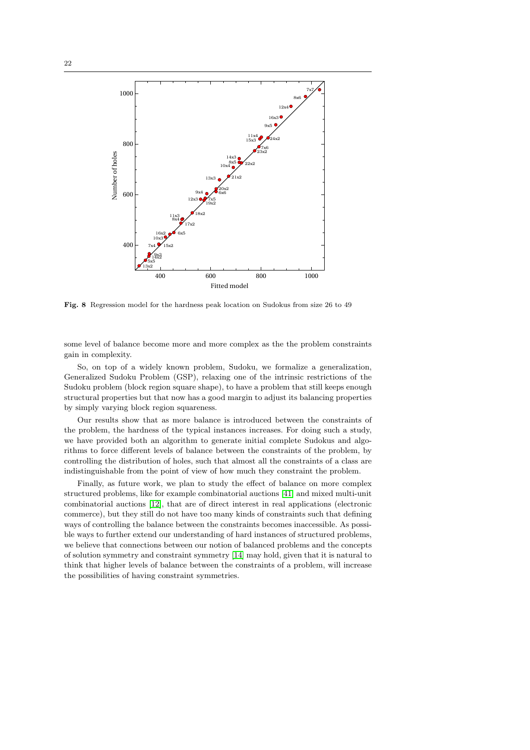**Fig. 8** Regression model for the hardness peak location on Sudokus from size 26 to 49

some level of balance become more and more complex as the the problem constraints gain in complexity.

So, on top of a widely known problem, Sudoku, we formalize a generalization, Generalized Sudoku Problem (GSP), relaxing one of the intrinsic restrictions of the Sudoku problem (block region square shape), to have a problem that still keeps enough structural properties but that now has a good margin to adjust its balancing properties by simply varying block region squareness.

Our results show that as more balance is introduced between the constraints of the problem, the hardness of the typical instances increases. For doing such a study, we have provided both an algorithm to generate initial complete Sudokus and algorithms to force different levels of balance between the constraints of the problem, by controlling the distribution of holes, such that almost all the constraints of a class are indistinguishable from the point of view of how much they constraint the problem.

Finally, as future work, we plan to study the effect of balance on more complex structured problems, like for example combinatorial auctions [41] and mixed multi-unit combinatorial auctions [12], that are of direct interest in real applications (electronic commerce), but they still do not have too many kinds of constraints such that defining ways of controlling the balance between the constraints becomes inaccessible. As possible ways to further extend our understanding of hard instances of structured problems, we believe that connections between our notion of balanced problems and the concepts of solution symmetry and constraint symmetry [14] may hold, given that it is natural to think that higher levels of balance between the constraints of a problem, will increase the possibilities of having constraint symmetries.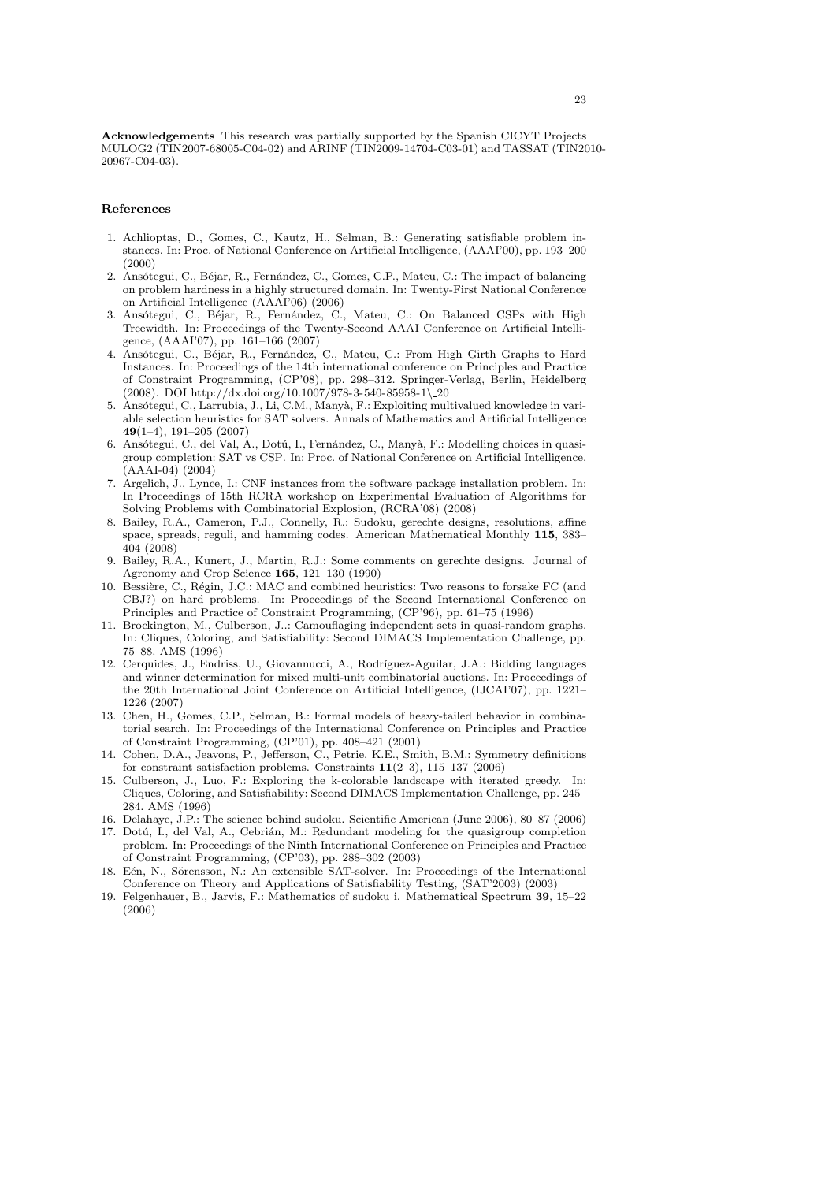**Acknowledgements** This research was partially supported by the Spanish CICYT Projects MULOG2 (TIN2007-68005-C04-02) and ARINF (TIN2009-14704-C03-01) and TASSAT (TIN2010-20967-C04-03).

## References

1. Achlioptas, D., Gomes, C., Kautz, H., Selman, B.: Generating satisfiable problem instances. In: Proc. of National Conference on Artificial Intelligence, (AAAI'00), pp. 193–200 (2000)
2. Ansótegui, C., Béjar, R., Fernández, C., Gomes, C.P., Mateu, C.: The impact of balancing on problem hardness in a highly structured domain. In: Twenty-First National Conference on Artificial Intelligence (AAAI'06) (2006)
3. Ansótegui, C., Béjar, R., Fernández, C., Mateu, C.: On Balanced CSPs with High Treewidth. In: Proceedings of the Twenty-Second AAAI Conference on Artificial Intelligence, (AAAI'07), pp. 161–166 (2007)
4. Ansótegui, C., Béjar, R., Fernández, C., Mateu, C.: From High Girth Graphs to Hard Instances. In: Proceedings of the 14th international conference on Principles and Practice of Constraint Programming, (CP'08), pp. 298–312. Springer-Verlag, Berlin, Heidelberg (2008). DOI http://dx.doi.org/10.1007/978-3-540-85958-1\_20
5. Ansótegui, C., Larrubia, J., Li, C.M., Manyà, F.: Exploiting multivalued knowledge in variable selection heuristics for SAT solvers. Annals of Mathematics and Artificial Intelligence **49**(1–4), 191–205 (2007)
6. Ansótegui, C., del Val, A., Dotú, I., Fernández, C., Manyà, F.: Modelling choices in quasigroup completion: SAT vs CSP. In: Proc. of National Conference on Artificial Intelligence, (AAAI-04) (2004)
7. Argelich, J., Lynce, I.: CNF instances from the software package installation problem. In: In Proceedings of 15th RCRA workshop on Experimental Evaluation of Algorithms for Solving Problems with Combinatorial Explosion, (RCRA'08) (2008)
8. Bailey, R.A., Cameron, P.J., Connelly, R.: Sudoku, gerechte designs, resolutions, affine space, spreads, reguli, and hamming codes. American Mathematical Monthly **115**, 383–404 (2008)
9. Bailey, R.A., Kunert, J., Martin, R.J.: Some comments on gerechte designs. Journal of Agronomy and Crop Science **165**, 121–130 (1990)
10. Bessière, C., Régin, J.C.: MAC and combined heuristics: Two reasons to forsake FC (and CBJ?) on hard problems. In: Proceedings of the Second International Conference on Principles and Practice of Constraint Programming, (CP'96), pp. 61–75 (1996)
11. Brockington, M., Culberson, J..: Camouflaging independent sets in quasi-random graphs. In: Cliques, Coloring, and Satisfiability: Second DIMACS Implementation Challenge, pp. 75–88. AMS (1996)
12. Cerquides, J., Endriss, U., Giovannucci, A., Rodríguez-Aguilar, J.A.: Bidding languages and winner determination for mixed multi-unit combinatorial auctions. In: Proceedings of the 20th International Joint Conference on Artificial Intelligence, (IJCAI'07), pp. 1221–1226 (2007)
13. Chen, H., Gomes, C.P., Selman, B.: Formal models of heavy-tailed behavior in combinatorial search. In: Proceedings of the International Conference on Principles and Practice of Constraint Programming, (CP'01), pp. 408–421 (2001)
14. Cohen, D.A., Jeavons, P., Jefferson, C., Petrie, K.E., Smith, B.M.: Symmetry definitions for constraint satisfaction problems. Constraints **11**(2–3), 115–137 (2006)
15. Culberson, J., Luo, F.: Exploring the k-colorable landscape with iterated greedy. In: Cliques, Coloring, and Satisfiability: Second DIMACS Implementation Challenge, pp. 245–284. AMS (1996)
16. Delahaye, J.P.: The science behind sudoku. Scientific American (June 2006), 80–87 (2006)
17. Dotú, I., del Val, A., Cebrián, M.: Redundant modeling for the quasigroup completion problem. In: Proceedings of the Ninth International Conference on Principles and Practice of Constraint Programming, (CP'03), pp. 288–302 (2003)
18. Eén, N., Sörensson, N.: An extensible SAT-solver. In: Proceedings of the International Conference on Theory and Applications of Satisfiability Testing, (SAT'2003) (2003)
19. Felgenhauer, B., Jarvis, F.: Mathematics of sudoku i. Mathematical Spectrum **39**, 15–22 (2006)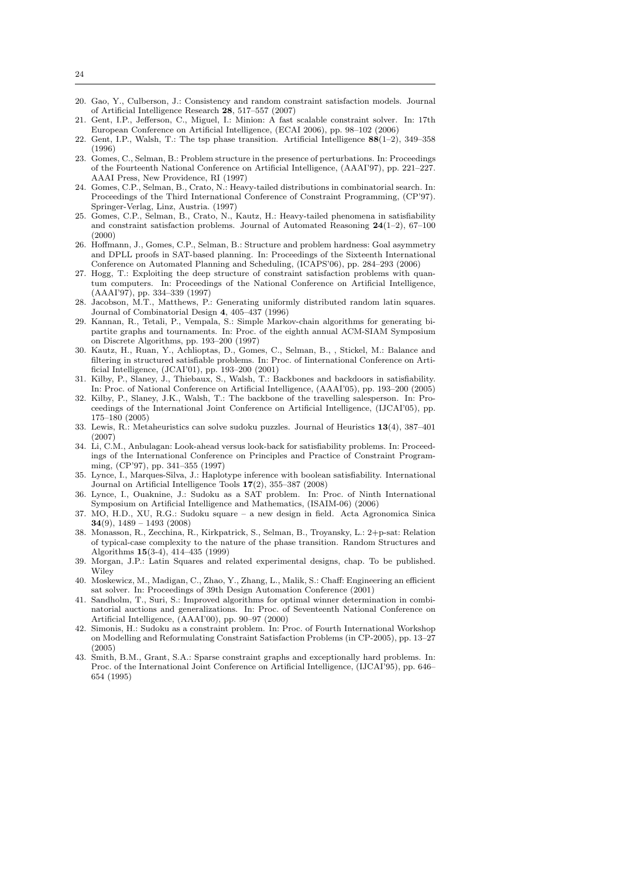20. Gao, Y., Culberson, J.: Consistency and random constraint satisfaction models. Journal of Artificial Intelligence Research **28**, 517–557 (2007)
21. Gent, I.P., Jefferson, C., Miguel, I.: Minion: A fast scalable constraint solver. In: 17th European Conference on Artificial Intelligence, (ECAI 2006), pp. 98–102 (2006)
22. Gent, I.P., Walsh, T.: The tsp phase transition. Artificial Intelligence **88**(1–2), 349–358 (1996)
23. Gomes, C., Selman, B.: Problem structure in the presence of perturbations. In: Proceedings of the Fourteenth National Conference on Artificial Intelligence, (AAAI'97), pp. 221–227. AAAI Press, New Providence, RI (1997)
24. Gomes, C.P., Selman, B., Crato, N.: Heavy-tailed distributions in combinatorial search. In: Proceedings of the Third International Conference of Constraint Programming, (CP'97). Springer-Verlag, Linz, Austria. (1997)
25. Gomes, C.P., Selman, B., Crato, N., Kautz, H.: Heavy-tailed phenomena in satisfiability and constraint satisfaction problems. Journal of Automated Reasoning **24**(1–2), 67–100 (2000)
26. Hoffmann, J., Gomes, C.P., Selman, B.: Structure and problem hardness: Goal asymmetry and DPLL proofs in SAT-based planning. In: Proceedings of the Sixteenth International Conference on Automated Planning and Scheduling, (ICAPS'06), pp. 284–293 (2006)
27. Hogg, T.: Exploiting the deep structure of constraint satisfaction problems with quantum computers. In: Proceedings of the National Conference on Artificial Intelligence, (AAAI'97), pp. 334–339 (1997)
28. Jacobson, M.T., Matthews, P.: Generating uniformly distributed random latin squares. Journal of Combinatorial Design **4**, 405–437 (1996)
29. Kannan, R., Tetali, P., Vempala, S.: Simple Markov-chain algorithms for generating bipartite graphs and tournaments. In: Proc. of the eighth annual ACM-SIAM Symposium on Discrete Algorithms, pp. 193–200 (1997)
30. Kautz, H., Ruan, Y., Achlioptas, D., Gomes, C., Selman, B., , Stickel, M.: Balance and filtering in structured satisfiable problems. In: Proc. of Iinternational Conference on Artificial Intelligence, (JCAI'01), pp. 193–200 (2001)
31. Kilby, P., Slaney, J., Thiebaux, S., Walsh, T.: Backbones and backdoors in satisfiability. In: Proc. of National Conference on Artificial Intelligence, (AAAI'05), pp. 193–200 (2005)
32. Kilby, P., Slaney, J.K., Walsh, T.: The backbone of the travelling salesperson. In: Proceedings of the International Joint Conference on Artificial Intelligence, (IJCAI'05), pp. 175–180 (2005)
33. Lewis, R.: Metaheuristics can solve sudoku puzzles. Journal of Heuristics **13**(4), 387–401 (2007)
34. Li, C.M., Anbulagan: Look-ahead versus look-back for satisfiability problems. In: Proceedings of the International Conference on Principles and Practice of Constraint Programming, (CP'97), pp. 341–355 (1997)
35. Lynce, I., Marques-Silva, J.: Haplotype inference with boolean satisfiability. International Journal on Artificial Intelligence Tools **17**(2), 355–387 (2008)
36. Lynce, I., Ouaknine, J.: Sudoku as a SAT problem. In: Proc. of Ninth International Symposium on Artificial Intelligence and Mathematics, (ISAIM-06) (2006)
37. MO, H.D., XU, R.G.: Sudoku square – a new design in field. Acta Agronomica Sinica **34**(9), 1489 – 1493 (2008)
38. Monasson, R., Zecchina, R., Kirkpatrick, S., Selman, B., Troyansky, L.: 2+p-sat: Relation of typical-case complexity to the nature of the phase transition. Random Structures and Algorithms **15**(3-4), 414–435 (1999)
39. Morgan, J.P.: Latin Squares and related experimental designs, chap. To be published. Wiley
40. Moskewicz, M., Madigan, C., Zhao, Y., Zhang, L., Malik, S.: Chaff: Engineering an efficient sat solver. In: Proceedings of 39th Design Automation Conference (2001)
41. Sandholm, T., Suri, S.: Improved algorithms for optimal winner determination in combinatorial auctions and generalizations. In: Proc. of Seventeenth National Conference on Artificial Intelligence, (AAAI'00), pp. 90–97 (2000)
42. Simonis, H.: Sudoku as a constraint problem. In: Proc. of Fourth International Workshop on Modelling and Reformulating Constraint Satisfaction Problems (in CP-2005), pp. 13–27 (2005)
43. Smith, B.M., Grant, S.A.: Sparse constraint graphs and exceptionally hard problems. In: Proc. of the International Joint Conference on Artificial Intelligence, (IJCAI'95), pp. 646–654 (1995)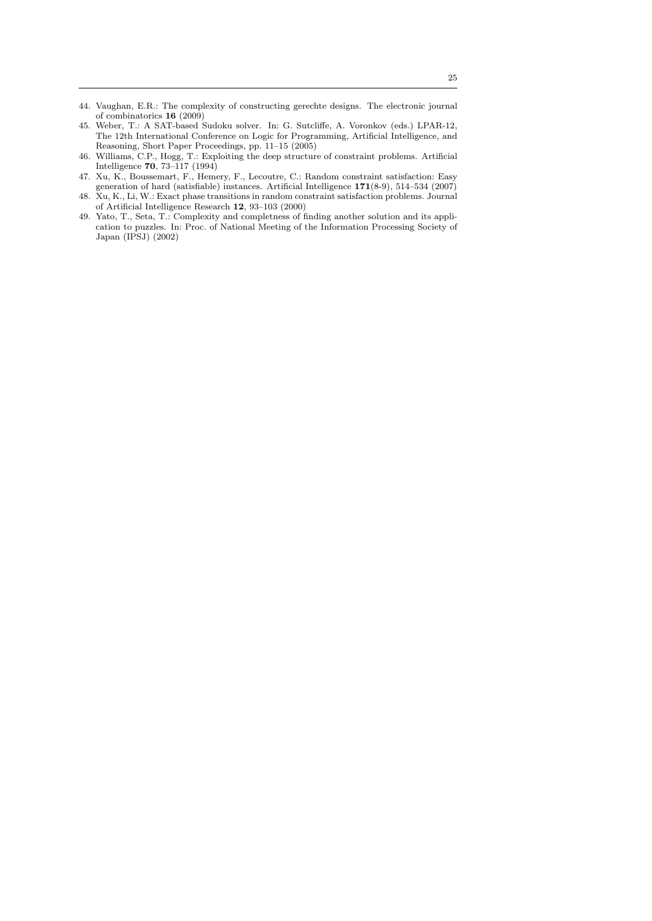44. Vaughan, E.R.: The complexity of constructing gerechte designs. The electronic journal of combinatorics **16** (2009)
45. Weber, T.: A SAT-based Sudoku solver. In: G. Sutcliffe, A. Voronkov (eds.) LPAR-12, The 12th International Conference on Logic for Programming, Artificial Intelligence, and Reasoning, Short Paper Proceedings, pp. 11–15 (2005)
46. Williams, C.P., Hogg, T.: Exploiting the deep structure of constraint problems. Artificial Intelligence **70**, 73–117 (1994)
47. Xu, K., Boussemart, F., Hemery, F., Lecoutre, C.: Random constraint satisfaction: Easy generation of hard (satisfiable) instances. Artificial Intelligence **171**(8-9), 514–534 (2007)
48. Xu, K., Li, W.: Exact phase transitions in random constraint satisfaction problems. Journal of Artificial Intelligence Research **12**, 93–103 (2000)
49. Yato, T., Seta, T.: Complexity and completness of finding another solution and its application to puzzles. In: Proc. of National Meeting of the Information Processing Society of Japan (IPSJ) (2002)